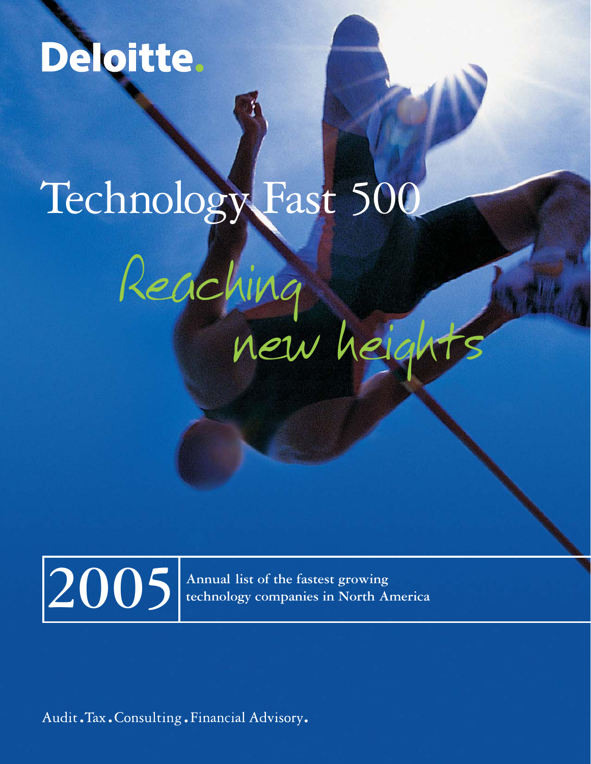Deloitte.

# Technology Fast 500

## Reaching new heights

**2005** | **Annual list of the fastest growing technology companies in North America**

Audit. Tax. Consulting. Financial Advisory.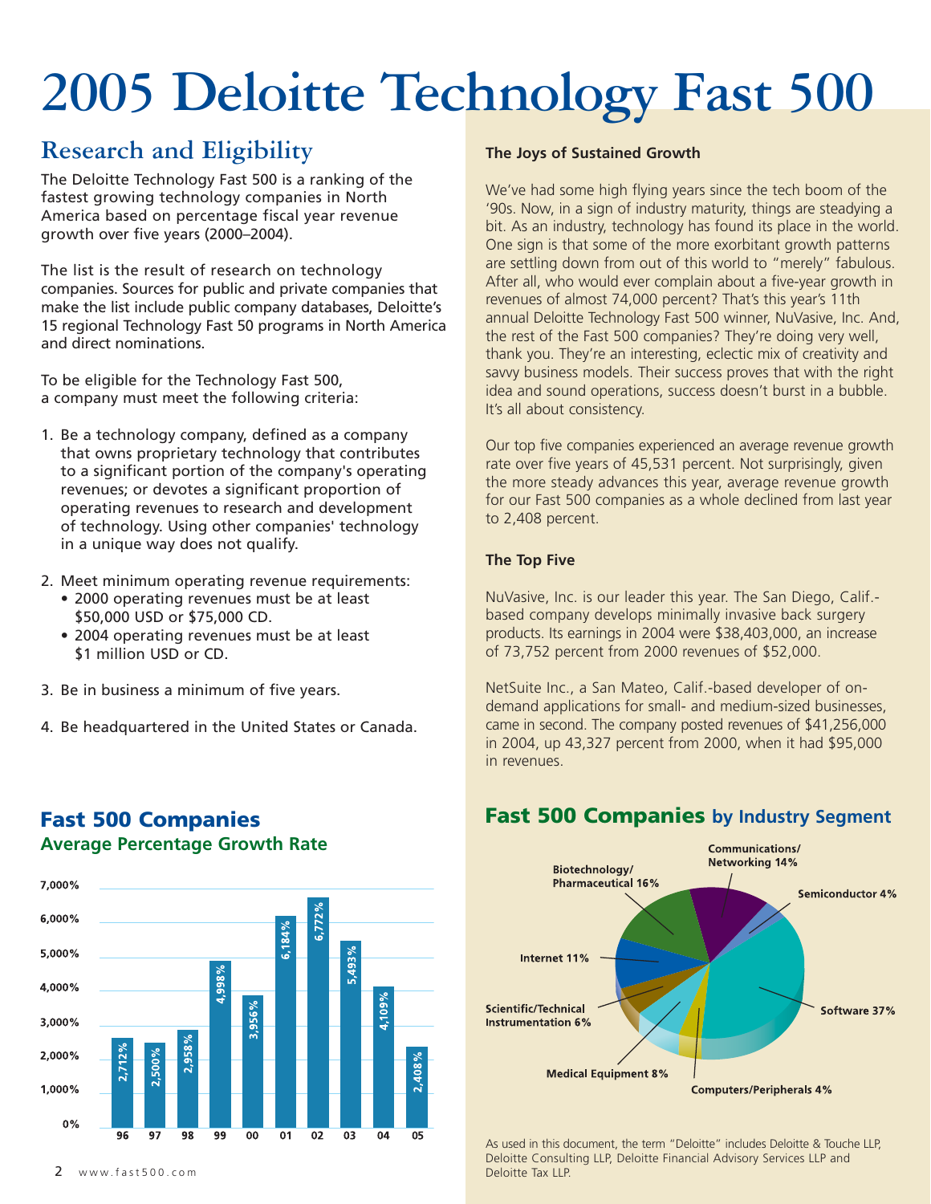# 2005 Deloitte Technology Fast 500

## Research and Eligibility

The Deloitte Technology Fast 500 is a ranking of the fastest growing technology companies in North America based on percentage fiscal year revenue growth over five years (2000–2004).

The list is the result of research on technology companies. Sources for public and private companies that make the list include public company databases, Deloitte's 15 regional Technology Fast 50 programs in North America and direct nominations.

To be eligible for the Technology Fast 500, a company must meet the following criteria:

1. Be a technology company, defined as a company that owns proprietary technology that contributes to a significant portion of the company's operating revenues; or devotes a significant proportion of operating revenues to research and development of technology. Using other companies' technology in a unique way does not qualify.
2. Meet minimum operating revenue requirements:
   - 2000 operating revenues must be at least $50,000 USD or $75,000 CD.
   - 2004 operating revenues must be at least $1 million USD or CD.
3. Be in business a minimum of five years.
4. Be headquartered in the United States or Canada.

## Fast 500 Companies

### Average Percentage Growth Rate

| Year | Average Growth Rate |
|---|---|
| 96 | 2,712% |
| 97 | 2,500% |
| 98 | 2,958% |
| 99 | 4,998% |
| 00 | 3,956% |
| 01 | 6,184% |
| 02 | 6,772% |
| 03 | 5,493% |
| 04 | 4,109% |
| 05 | 2,408% |

### The Joys of Sustained Growth

We've had some high flying years since the tech boom of the '90s. Now, in a sign of industry maturity, things are steadying a bit. As an industry, technology has found its place in the world. One sign is that some of the more exorbitant growth patterns are settling down from out of this world to "merely" fabulous. After all, who would ever complain about a five-year growth in revenues of almost 74,000 percent? That's this year's 11th annual Deloitte Technology Fast 500 winner, NuVasive, Inc. And, the rest of the Fast 500 companies? They're doing very well, thank you. They're an interesting, eclectic mix of creativity and savvy business models. Their success proves that with the right idea and sound operations, success doesn't burst in a bubble. It's all about consistency.

Our top five companies experienced an average revenue growth rate over five years of 45,531 percent. Not surprisingly, given the more steady advances this year, average revenue growth for our Fast 500 companies as a whole declined from last year to 2,408 percent.

### The Top Five

NuVasive, Inc. is our leader this year. The San Diego, Calif.-based company develops minimally invasive back surgery products. Its earnings in 2004 were $38,403,000, an increase of 73,752 percent from 2000 revenues of $52,000.

NetSuite Inc., a San Mateo, Calif.-based developer of on-demand applications for small- and medium-sized businesses, came in second. The company posted revenues of $41,256,000 in 2004, up 43,327 percent from 2000, when it had $95,000 in revenues.

## Fast 500 Companies by Industry Segment

| Industry Segment | Share |
|---|---|
| Software | 37% |
| Biotechnology/Pharmaceutical | 16% |
| Communications/Networking | 14% |
| Internet | 11% |
| Medical Equipment | 8% |
| Scientific/Technical Instrumentation | 6% |
| Semiconductor | 4% |
| Computers/Peripherals | 4% |

As used in this document, the term "Deloitte" includes Deloitte & Touche LLP, Deloitte Consulting LLP, Deloitte Financial Advisory Services LLP and Deloitte Tax LLP.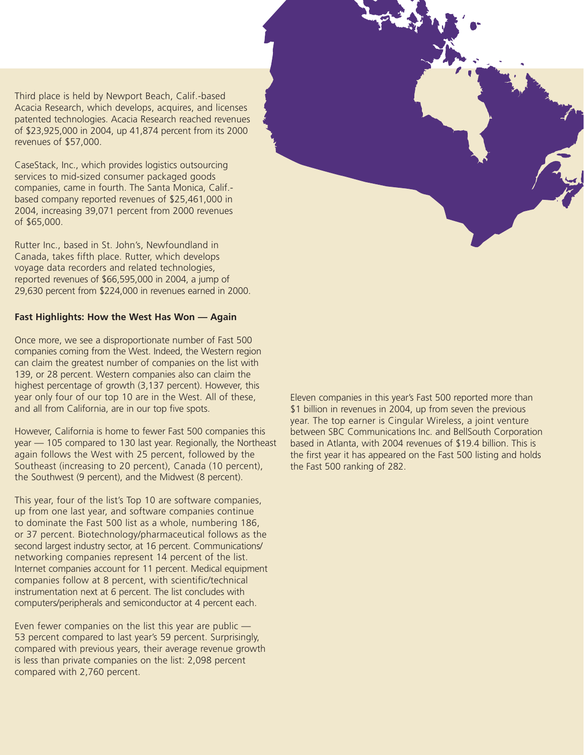Third place is held by Newport Beach, Calif.-based Acacia Research, which develops, acquires, and licenses patented technologies. Acacia Research reached revenues of $23,925,000 in 2004, up 41,874 percent from its 2000 revenues of $57,000.

CaseStack, Inc., which provides logistics outsourcing services to mid-sized consumer packaged goods companies, came in fourth. The Santa Monica, Calif.-based company reported revenues of $25,461,000 in 2004, increasing 39,071 percent from 2000 revenues of $65,000.

Rutter Inc., based in St. John's, Newfoundland in Canada, takes fifth place. Rutter, which develops voyage data recorders and related technologies, reported revenues of $66,595,000 in 2004, a jump of 29,630 percent from $224,000 in revenues earned in 2000.

**Fast Highlights: How the West Has Won — Again**

Once more, we see a disproportionate number of Fast 500 companies coming from the West. Indeed, the Western region can claim the greatest number of companies on the list with 139, or 28 percent. Western companies also can claim the highest percentage of growth (3,137 percent). However, this year only four of our top 10 are in the West. All of these, and all from California, are in our top five spots.

However, California is home to fewer Fast 500 companies this year — 105 compared to 130 last year. Regionally, the Northeast again follows the West with 25 percent, followed by the Southeast (increasing to 20 percent), Canada (10 percent), the Southwest (9 percent), and the Midwest (8 percent).

This year, four of the list's Top 10 are software companies, up from one last year, and software companies continue to dominate the Fast 500 list as a whole, numbering 186, or 37 percent. Biotechnology/pharmaceutical follows as the second largest industry sector, at 16 percent. Communications/networking companies represent 14 percent of the list. Internet companies account for 11 percent. Medical equipment companies follow at 8 percent, with scientific/technical instrumentation next at 6 percent. The list concludes with computers/peripherals and semiconductor at 4 percent each.

Even fewer companies on the list this year are public — 53 percent compared to last year's 59 percent. Surprisingly, compared with previous years, their average revenue growth is less than private companies on the list: 2,098 percent compared with 2,760 percent.

Eleven companies in this year's Fast 500 reported more than $1 billion in revenues in 2004, up from seven the previous year. The top earner is Cingular Wireless, a joint venture between SBC Communications Inc. and BellSouth Corporation based in Atlanta, with 2004 revenues of $19.4 billion. This is the first year it has appeared on the Fast 500 listing and holds the Fast 500 ranking of 282.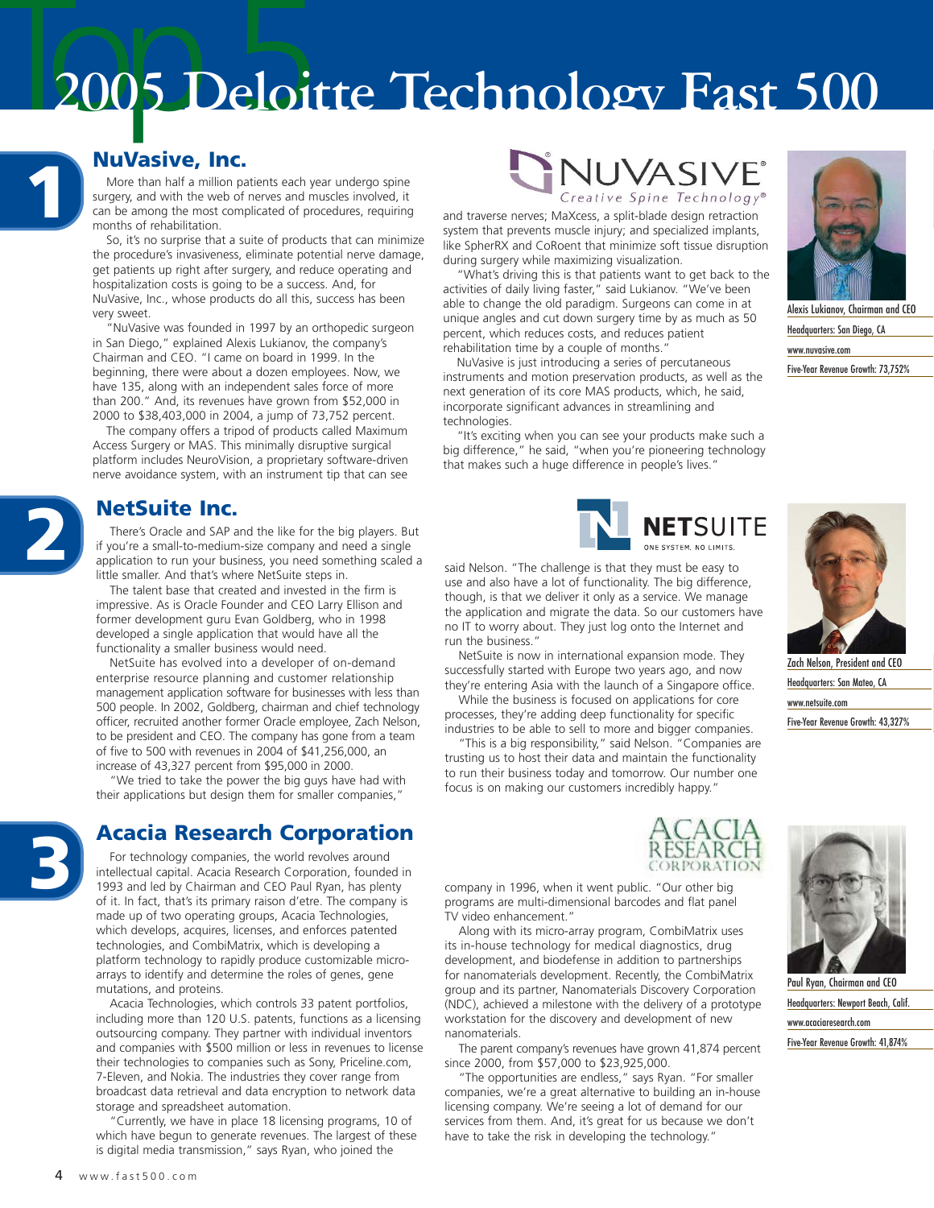# Top 5 2005 Deloitte Technology Fast 500

## 1 NuVasive, Inc.

More than half a million patients each year undergo spine surgery, and with the web of nerves and muscles involved, it can be among the most complicated of procedures, requiring months of rehabilitation.

So, it's no surprise that a suite of products that can minimize the procedure's invasiveness, eliminate potential nerve damage, get patients up right after surgery, and reduce operating and hospitalization costs is going to be a success. And, for NuVasive, Inc., whose products do all this, success has been very sweet.

"NuVasive was founded in 1997 by an orthopedic surgeon in San Diego," explained Alexis Lukianov, the company's Chairman and CEO. "I came on board in 1999. In the beginning, there were about a dozen employees. Now, we have 135, along with an independent sales force of more than 200." And, its revenues have grown from $52,000 in 2000 to $38,403,000 in 2004, a jump of 73,752 percent.

The company offers a tripod of products called Maximum Access Surgery or MAS. This minimally disruptive surgical platform includes NeuroVision, a proprietary software-driven nerve avoidance system, with an instrument tip that can see and traverse nerves; MaXcess, a split-blade design retraction system that prevents muscle injury; and specialized implants, like SpherRX and CoRoent that minimize soft tissue disruption during surgery while maximizing visualization.

"What's driving this is that patients want to get back to the activities of daily living faster," said Lukianov. "We've been able to change the old paradigm. Surgeons can come in at unique angles and cut down surgery time by as much as 50 percent, which reduces costs, and reduces patient rehabilitation time by a couple of months."

NuVasive is just introducing a series of percutaneous instruments and motion preservation products, as well as the next generation of its core MAS products, which, he said, incorporate significant advances in streamlining and technologies.

"It's exciting when you can see your products make such a big difference," he said, "when you're pioneering technology that makes such a huge difference in people's lives."

NUVASIVE® Creative Spine Technology®

Alexis Lukianov, Chairman and CEO
Headquarters: San Diego, CA
www.nuvasive.com
Five-Year Revenue Growth: 73,752%

## 2 NetSuite Inc.

There's Oracle and SAP and the like for the big players. But if you're a small-to-medium-size company and need a single application to run your business, you need something scaled a little smaller. And that's where NetSuite steps in.

The talent base that created and invested in the firm is impressive. As is Oracle Founder and CEO Larry Ellison and former development guru Evan Goldberg, who in 1998 developed a single application that would have all the functionality a smaller business would need.

NetSuite has evolved into a developer of on-demand enterprise resource planning and customer relationship management application software for businesses with less than 500 people. In 2002, Goldberg, chairman and chief technology officer, recruited another former Oracle employee, Zach Nelson, to be president and CEO. The company has gone from a team of five to 500 with revenues in 2004 of $41,256,000, an increase of 43,327 percent from $95,000 in 2000.

"We tried to take the power the big guys have had with their applications but design them for smaller companies," said Nelson. "The challenge is that they must be easy to use and also have a lot of functionality. The big difference, though, is that we deliver it only as a service. We manage the application and migrate the data. So our customers have no IT to worry about. They just log onto the Internet and run the business."

NetSuite is now in international expansion mode. They successfully started with Europe two years ago, and now they're entering Asia with the launch of a Singapore office.

While the business is focused on applications for core processes, they're adding deep functionality for specific industries to be able to sell to more and bigger companies.

"This is a big responsibility," said Nelson. "Companies are trusting us to host their data and maintain the functionality to run their business today and tomorrow. Our number one focus is on making our customers incredibly happy."

NETSUITE ONE SYSTEM. NO LIMITS.

Zach Nelson, President and CEO
Headquarters: San Mateo, CA
www.netsuite.com
Five-Year Revenue Growth: 43,327%

## 3 Acacia Research Corporation

For technology companies, the world revolves around intellectual capital. Acacia Research Corporation, founded in 1993 and led by Chairman and CEO Paul Ryan, has plenty of it. In fact, that's its primary raison d'etre. The company is made up of two operating groups, Acacia Technologies, which develops, acquires, licenses, and enforces patented technologies, and CombiMatrix, which is developing a platform technology to rapidly produce customizable micro-arrays to identify and determine the roles of genes, gene mutations, and proteins.

Acacia Technologies, which controls 33 patent portfolios, including more than 120 U.S. patents, functions as a licensing outsourcing company. They partner with individual inventors and companies with $500 million or less in revenues to license their technologies to companies such as Sony, Priceline.com, 7-Eleven, and Nokia. The industries they cover range from broadcast data retrieval and data encryption to network data storage and spreadsheet automation.

"Currently, we have in place 18 licensing programs, 10 of which have begun to generate revenues. The largest of these is digital media transmission," says Ryan, who joined the company in 1996, when it went public. "Our other big programs are multi-dimensional barcodes and flat panel TV video enhancement."

Along with its micro-array program, CombiMatrix uses its in-house technology for medical diagnostics, drug development, and biodefense in addition to partnerships for nanomaterials development. Recently, the CombiMatrix group and its partner, Nanomaterials Discovery Corporation (NDC), achieved a milestone with the delivery of a prototype workstation for the discovery and development of new nanomaterials.

The parent company's revenues have grown 41,874 percent since 2000, from $57,000 to $23,925,000.

"The opportunities are endless," says Ryan. "For smaller companies, we're a great alternative to building an in-house licensing company. We're seeing a lot of demand for our services from them. And, it's great for us because we don't have to take the risk in developing the technology."

ACACIA RESEARCH CORPORATION

Paul Ryan, Chairman and CEO
Headquarters: Newport Beach, Calif.
www.acaciaresearch.com
Five-Year Revenue Growth: 41,874%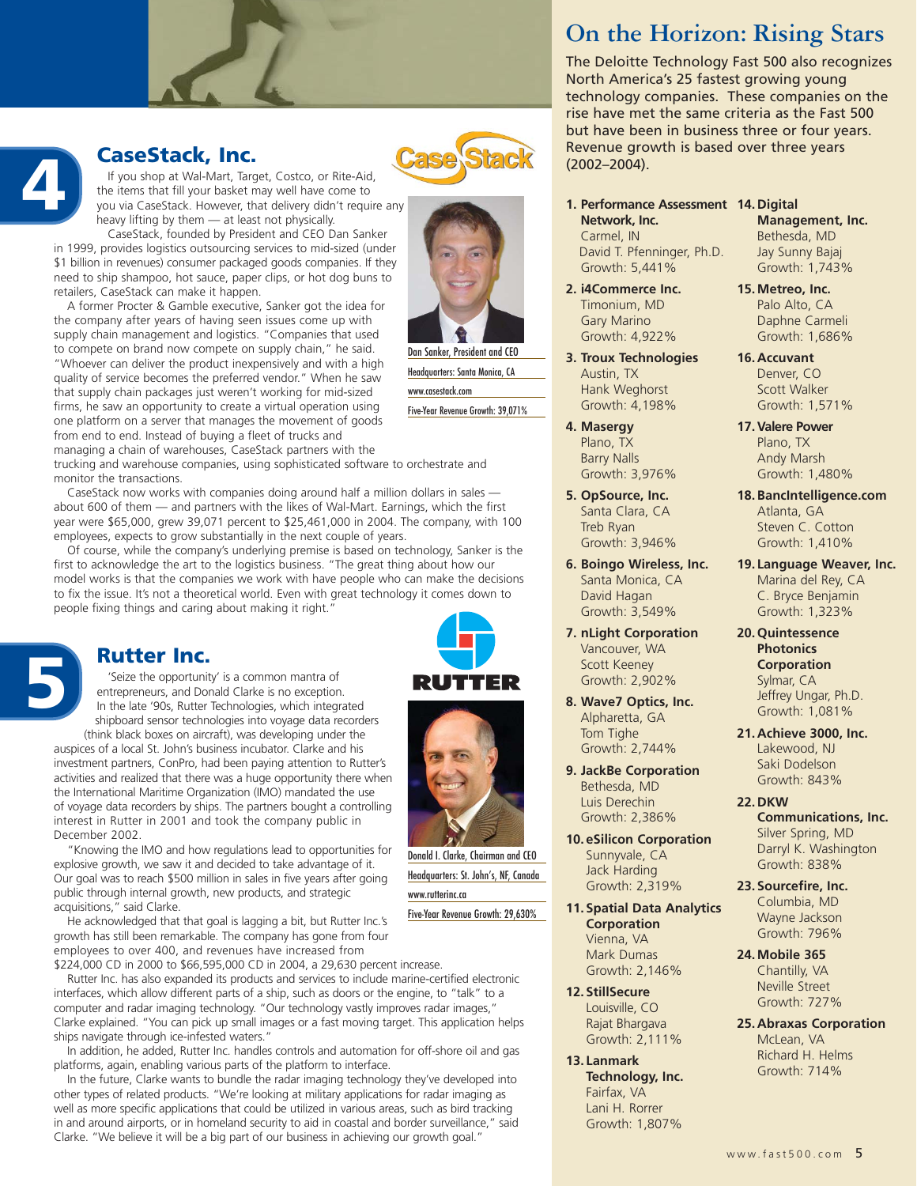## 4 CaseStack, Inc.

If you shop at Wal-Mart, Target, Costco, or Rite-Aid, the items that fill your basket may well have come to you via CaseStack. However, that delivery didn't require any heavy lifting by them — at least not physically.

CaseStack, founded by President and CEO Dan Sanker in 1999, provides logistics outsourcing services to mid-sized (under $1 billion in revenues) consumer packaged goods companies. If they need to ship shampoo, hot sauce, paper clips, or hot dog buns to retailers, CaseStack can make it happen.

A former Procter & Gamble executive, Sanker got the idea for the company after years of having seen issues come up with supply chain management and logistics. "Companies that used to compete on brand now compete on supply chain," he said. "Whoever can deliver the product inexpensively and with a high quality of service becomes the preferred vendor." When he saw that supply chain packages just weren't working for mid-sized firms, he saw an opportunity to create a virtual operation using one platform on a server that manages the movement of goods from end to end. Instead of buying a fleet of trucks and managing a chain of warehouses, CaseStack partners with the trucking and warehouse companies, using sophisticated software to orchestrate and monitor the transactions.

CaseStack now works with companies doing around half a million dollars in sales — about 600 of them — and partners with the likes of Wal-Mart. Earnings, which the first year were $65,000, grew 39,071 percent to $25,461,000 in 2004. The company, with 100 employees, expects to grow substantially in the next couple of years.

Of course, while the company's underlying premise is based on technology, Sanker is the first to acknowledge the art to the logistics business. "The great thing about how our model works is that the companies we work with have people who can make the decisions to fix the issue. It's not a theoretical world. Even with great technology it comes down to people fixing things and caring about making it right."

Dan Sanker, President and CEO
Headquarters: Santa Monica, CA
www.casestack.com
Five-Year Revenue Growth: 39,071%

## 5 Rutter Inc.

'Seize the opportunity' is a common mantra of entrepreneurs, and Donald Clarke is no exception. In the late '90s, Rutter Technologies, which integrated shipboard sensor technologies into voyage data recorders (think black boxes on aircraft), was developing under the auspices of a local St. John's business incubator. Clarke and his investment partners, ConPro, had been paying attention to Rutter's activities and realized that there was a huge opportunity there when the International Maritime Organization (IMO) mandated the use of voyage data recorders by ships. The partners bought a controlling interest in Rutter in 2001 and took the company public in December 2002.

"Knowing the IMO and how regulations lead to opportunities for explosive growth, we saw it and decided to take advantage of it. Our goal was to reach $500 million in sales in five years after going public through internal growth, new products, and strategic acquisitions," said Clarke.

He acknowledged that that goal is lagging a bit, but Rutter Inc.'s growth has still been remarkable. The company has gone from four employees to over 400, and revenues have increased from $224,000 CD in 2000 to $66,595,000 CD in 2004, a 29,630 percent increase.

Rutter Inc. has also expanded its products and services to include marine-certified electronic interfaces, which allow different parts of a ship, such as doors or the engine, to "talk" to a computer and radar imaging technology. "Our technology vastly improves radar images," Clarke explained. "You can pick up small images or a fast moving target. This application helps ships navigate through ice-infested waters."

In addition, he added, Rutter Inc. handles controls and automation for off-shore oil and gas platforms, again, enabling various parts of the platform to interface.

In the future, Clarke wants to bundle the radar imaging technology they've developed into other types of related products. "We're looking at military applications for radar imaging as well as more specific applications that could be utilized in various areas, such as bird tracking in and around airports, or in homeland security to aid in coastal and border surveillance," said Clarke. "We believe it will be a big part of our business in achieving our growth goal."

Donald I. Clarke, Chairman and CEO
Headquarters: St. John's, NF, Canada
www.rutterinc.ca
Five-Year Revenue Growth: 29,630%

# On the Horizon: Rising Stars

The Deloitte Technology Fast 500 also recognizes North America's 25 fastest growing young technology companies. These companies on the rise have met the same criteria as the Fast 500 but have been in business three or four years. Revenue growth is based over three years (2002–2004).

1. **Performance Assessment Network, Inc.**
   Carmel, IN
   David T. Pfenninger, Ph.D.
   Growth: 5,441%
2. **i4Commerce Inc.**
   Timonium, MD
   Gary Marino
   Growth: 4,922%
3. **Troux Technologies**
   Austin, TX
   Hank Weghorst
   Growth: 4,198%
4. **Masergy**
   Plano, TX
   Barry Nalls
   Growth: 3,976%
5. **OpSource, Inc.**
   Santa Clara, CA
   Treb Ryan
   Growth: 3,946%
6. **Boingo Wireless, Inc.**
   Santa Monica, CA
   David Hagan
   Growth: 3,549%
7. **nLight Corporation**
   Vancouver, WA
   Scott Keeney
   Growth: 2,902%
8. **Wave7 Optics, Inc.**
   Alpharetta, GA
   Tom Tighe
   Growth: 2,744%
9. **JackBe Corporation**
   Bethesda, MD
   Luis Derechin
   Growth: 2,386%
10. **eSilicon Corporation**
    Sunnyvale, CA
    Jack Harding
    Growth: 2,319%
11. **Spatial Data Analytics Corporation**
    Vienna, VA
    Mark Dumas
    Growth: 2,146%
12. **StillSecure**
    Louisville, CO
    Rajat Bhargava
    Growth: 2,111%
13. **Lanmark Technology, Inc.**
    Fairfax, VA
    Lani H. Rorrer
    Growth: 1,807%
14. **Digital Management, Inc.**
    Bethesda, MD
    Jay Sunny Bajaj
    Growth: 1,743%
15. **Metreo, Inc.**
    Palo Alto, CA
    Daphne Carmeli
    Growth: 1,686%
16. **Accuvant**
    Denver, CO
    Scott Walker
    Growth: 1,571%
17. **Valere Power**
    Plano, TX
    Andy Marsh
    Growth: 1,480%
18. **BancIntelligence.com**
    Atlanta, GA
    Steven C. Cotton
    Growth: 1,410%
19. **Language Weaver, Inc.**
    Marina del Rey, CA
    C. Bryce Benjamin
    Growth: 1,323%
20. **Quintessence Photonics Corporation**
    Sylmar, CA
    Jeffrey Ungar, Ph.D.
    Growth: 1,081%
21. **Achieve 3000, Inc.**
    Lakewood, NJ
    Saki Dodelson
    Growth: 843%
22. **DKW Communications, Inc.**
    Silver Spring, MD
    Darryl K. Washington
    Growth: 838%
23. **Sourcefire, Inc.**
    Columbia, MD
    Wayne Jackson
    Growth: 796%
24. **Mobile 365**
    Chantilly, VA
    Neville Street
    Growth: 727%
25. **Abraxas Corporation**
    McLean, VA
    Richard H. Helms
    Growth: 714%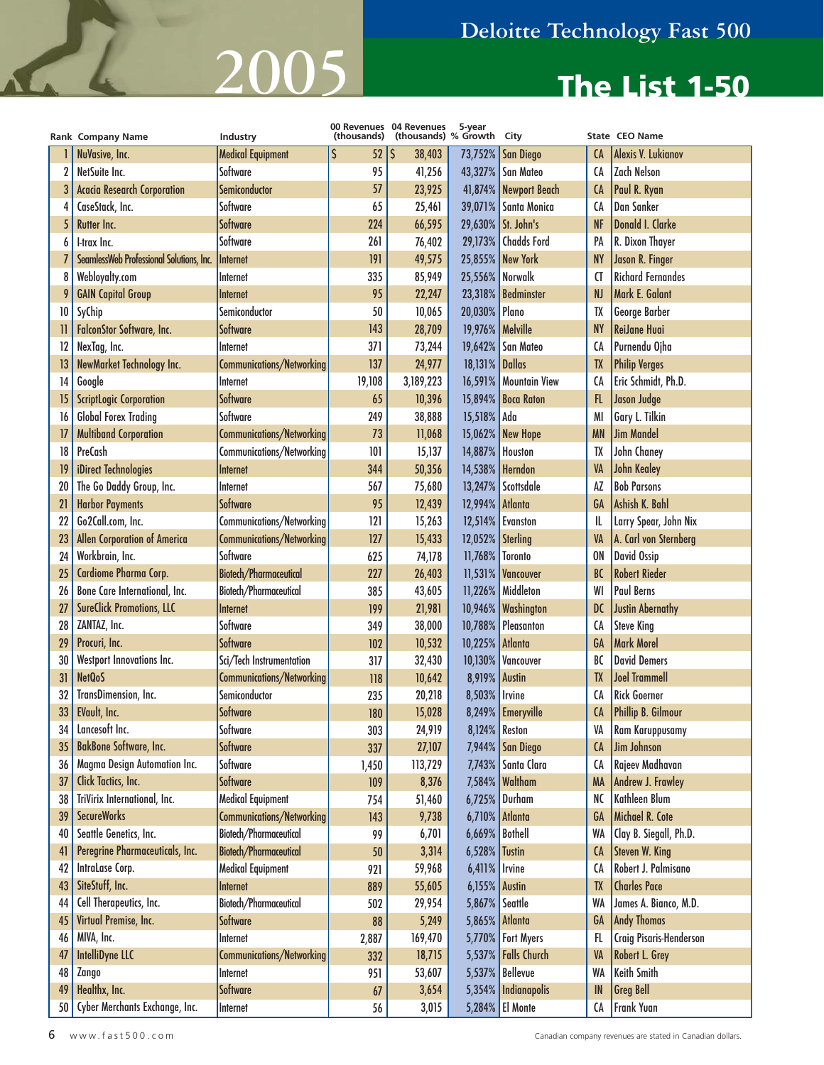# Deloitte Technology Fast 500

# 2005

## The List 1-50

| Rank | Company Name | Industry | 00 Revenues (thousands) | 04 Revenues (thousands) | 5-year % Growth | City | State | CEO Name |
|---|---|---|---|---|---|---|---|---|
| 1 | NuVasive, Inc. | Medical Equipment | $ 52 | $ 38,403 | 73,752% | San Diego | CA | Alexis V. Lukianov |
| 2 | NetSuite Inc. | Software | 95 | 41,256 | 43,327% | San Mateo | CA | Zach Nelson |
| 3 | Acacia Research Corporation | Semiconductor | 57 | 23,925 | 41,874% | Newport Beach | CA | Paul R. Ryan |
| 4 | CaseStack, Inc. | Software | 65 | 25,461 | 39,071% | Santa Monica | CA | Dan Sanker |
| 5 | Rutter Inc. | Software | 224 | 66,595 | 29,630% | St. John's | NF | Donald I. Clarke |
| 6 | I-trax Inc. | Software | 261 | 76,402 | 29,173% | Chadds Ford | PA | R. Dixon Thayer |
| 7 | SeamlessWeb Professional Solutions, Inc. | Internet | 191 | 49,575 | 25,855% | New York | NY | Jason R. Finger |
| 8 | Webloyalty.com | Internet | 335 | 85,949 | 25,556% | Norwalk | CT | Richard Fernandes |
| 9 | GAIN Capital Group | Internet | 95 | 22,247 | 23,318% | Bedminster | NJ | Mark E. Galant |
| 10 | SyChip | Semiconductor | 50 | 10,065 | 20,030% | Plano | TX | George Barber |
| 11 | FalconStor Software, Inc. | Software | 143 | 28,709 | 19,976% | Melville | NY | ReiJane Huai |
| 12 | NexTag, Inc. | Internet | 371 | 73,244 | 19,642% | San Mateo | CA | Purnendu Ojha |
| 13 | NewMarket Technology Inc. | Communications/Networking | 137 | 24,977 | 18,131% | Dallas | TX | Philip Verges |
| 14 | Google | Internet | 19,108 | 3,189,223 | 16,591% | Mountain View | CA | Eric Schmidt, Ph.D. |
| 15 | ScriptLogic Corporation | Software | 65 | 10,396 | 15,894% | Boca Raton | FL | Jason Judge |
| 16 | Global Forex Trading | Software | 249 | 38,888 | 15,518% | Ada | MI | Gary L. Tilkin |
| 17 | Multiband Corporation | Communications/Networking | 73 | 11,068 | 15,062% | New Hope | MN | Jim Mandel |
| 18 | PreCash | Communications/Networking | 101 | 15,137 | 14,887% | Houston | TX | John Chaney |
| 19 | iDirect Technologies | Internet | 344 | 50,356 | 14,538% | Herndon | VA | John Kealey |
| 20 | The Go Daddy Group, Inc. | Internet | 567 | 75,680 | 13,247% | Scottsdale | AZ | Bob Parsons |
| 21 | Harbor Payments | Software | 95 | 12,439 | 12,994% | Atlanta | GA | Ashish K. Bahl |
| 22 | Go2Call.com, Inc. | Communications/Networking | 121 | 15,263 | 12,514% | Evanston | IL | Larry Spear, John Nix |
| 23 | Allen Corporation of America | Communications/Networking | 127 | 15,433 | 12,052% | Sterling | VA | A. Carl von Sternberg |
| 24 | Workbrain, Inc. | Software | 625 | 74,178 | 11,768% | Toronto | ON | David Ossip |
| 25 | Cardiome Pharma Corp. | Biotech/Pharmaceutical | 227 | 26,403 | 11,531% | Vancouver | BC | Robert Rieder |
| 26 | Bone Care International, Inc. | Biotech/Pharmaceutical | 385 | 43,605 | 11,226% | Middleton | WI | Paul Berns |
| 27 | SureClick Promotions, LLC | Internet | 199 | 21,981 | 10,946% | Washington | DC | Justin Abernathy |
| 28 | ZANTAZ, Inc. | Software | 349 | 38,000 | 10,788% | Pleasanton | CA | Steve King |
| 29 | Procuri, Inc. | Software | 102 | 10,532 | 10,225% | Atlanta | GA | Mark Morel |
| 30 | Westport Innovations Inc. | Sci/Tech Instrumentation | 317 | 32,430 | 10,130% | Vancouver | BC | David Demers |
| 31 | NetQoS | Communications/Networking | 118 | 10,642 | 8,919% | Austin | TX | Joel Trammell |
| 32 | TransDimension, Inc. | Semiconductor | 235 | 20,218 | 8,503% | Irvine | CA | Rick Goerner |
| 33 | EVault, Inc. | Software | 180 | 15,028 | 8,249% | Emeryville | CA | Phillip B. Gilmour |
| 34 | Lancesoft Inc. | Software | 303 | 24,919 | 8,124% | Reston | VA | Ram Karuppusamy |
| 35 | BakBone Software, Inc. | Software | 337 | 27,107 | 7,944% | San Diego | CA | Jim Johnson |
| 36 | Magma Design Automation Inc. | Software | 1,450 | 113,729 | 7,743% | Santa Clara | CA | Rajeev Madhavan |
| 37 | Click Tactics, Inc. | Software | 109 | 8,376 | 7,584% | Waltham | MA | Andrew J. Frawley |
| 38 | TriVirix International, Inc. | Medical Equipment | 754 | 51,460 | 6,725% | Durham | NC | Kathleen Blum |
| 39 | SecureWorks | Communications/Networking | 143 | 9,738 | 6,710% | Atlanta | GA | Michael R. Cote |
| 40 | Seattle Genetics, Inc. | Biotech/Pharmaceutical | 99 | 6,701 | 6,669% | Bothell | WA | Clay B. Siegall, Ph.D. |
| 41 | Peregrine Pharmaceuticals, Inc. | Biotech/Pharmaceutical | 50 | 3,314 | 6,528% | Tustin | CA | Steven W. King |
| 42 | IntraLase Corp. | Medical Equipment | 921 | 59,968 | 6,411% | Irvine | CA | Robert J. Palmisano |
| 43 | SiteStuff, Inc. | Internet | 889 | 55,605 | 6,155% | Austin | TX | Charles Pace |
| 44 | Cell Therapeutics, Inc. | Biotech/Pharmaceutical | 502 | 29,954 | 5,867% | Seattle | WA | James A. Bianco, M.D. |
| 45 | Virtual Premise, Inc. | Software | 88 | 5,249 | 5,865% | Atlanta | GA | Andy Thomas |
| 46 | MIVA, Inc. | Internet | 2,887 | 169,470 | 5,770% | Fort Myers | FL | Craig Pisaris-Henderson |
| 47 | IntelliDyne LLC | Communications/Networking | 332 | 18,715 | 5,537% | Falls Church | VA | Robert L. Grey |
| 48 | Zango | Internet | 951 | 53,607 | 5,537% | Bellevue | WA | Keith Smith |
| 49 | Healthx, Inc. | Software | 67 | 3,654 | 5,354% | Indianapolis | IN | Greg Bell |
| 50 | Cyber Merchants Exchange, Inc. | Internet | 56 | 3,015 | 5,284% | El Monte | CA | Frank Yuan |

www.fast500.com

Canadian company revenues are stated in Canadian dollars.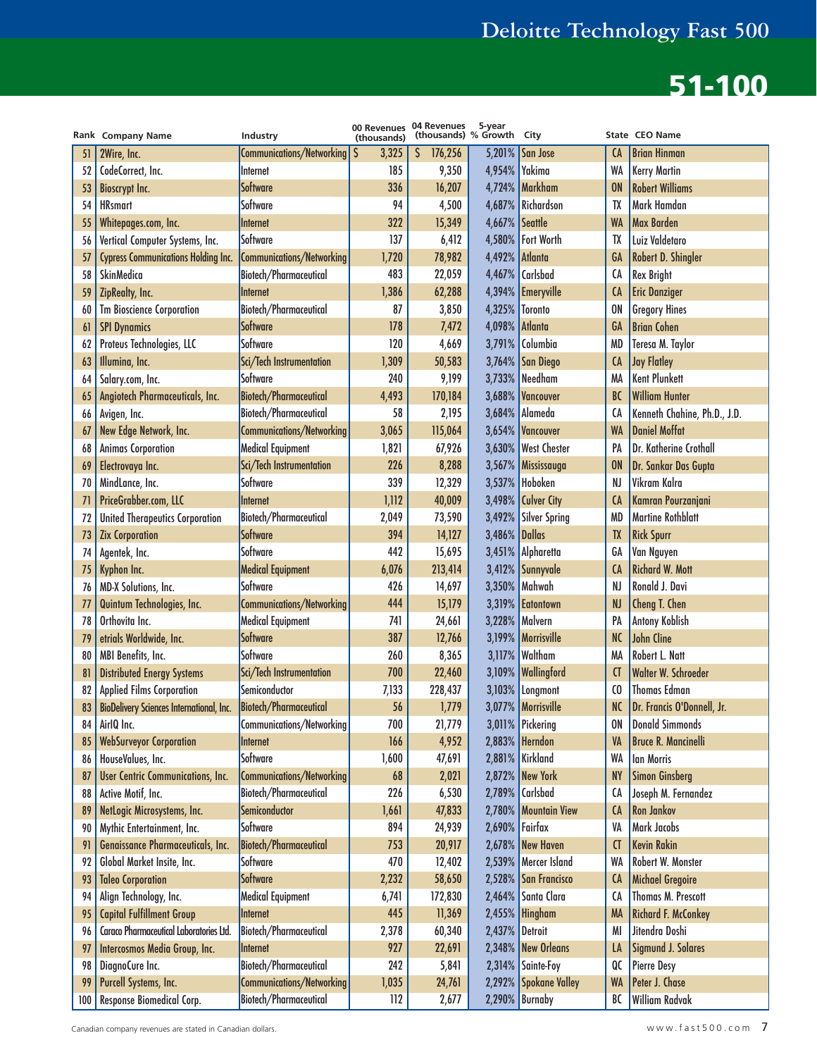# Deloitte Technology Fast 500

## 51-100

| Rank | Company Name | Industry | 00 Revenues (thousands) | 04 Revenues (thousands) | 5-year % Growth | City | State | CEO Name |
|---|---|---|---|---|---|---|---|---|
| 51 | 2Wire, Inc. | Communications/Networking | $ 3,325 | $ 176,256 | 5,201% | San Jose | CA | Brian Hinman |
| 52 | CodeCorrect, Inc. | Internet | 185 | 9,350 | 4,954% | Yakima | WA | Kerry Martin |
| 53 | Bioscrypt Inc. | Software | 336 | 16,207 | 4,724% | Markham | ON | Robert Williams |
| 54 | HRsmart | Software | 94 | 4,500 | 4,687% | Richardson | TX | Mark Hamdan |
| 55 | Whitepages.com, Inc. | Internet | 322 | 15,349 | 4,667% | Seattle | WA | Max Barden |
| 56 | Vertical Computer Systems, Inc. | Software | 137 | 6,412 | 4,580% | Fort Worth | TX | Luiz Valdetaro |
| 57 | Cypress Communications Holding Inc. | Communications/Networking | 1,720 | 78,982 | 4,492% | Atlanta | GA | Robert D. Shingler |
| 58 | SkinMedica | Biotech/Pharmaceutical | 483 | 22,059 | 4,467% | Carlsbad | CA | Rex Bright |
| 59 | ZipRealty, Inc. | Internet | 1,386 | 62,288 | 4,394% | Emeryville | CA | Eric Danziger |
| 60 | Tm Bioscience Corporation | Biotech/Pharmaceutical | 87 | 3,850 | 4,325% | Toronto | ON | Gregory Hines |
| 61 | SPI Dynamics | Software | 178 | 7,472 | 4,098% | Atlanta | GA | Brian Cohen |
| 62 | Proteus Technologies, LLC | Software | 120 | 4,669 | 3,791% | Columbia | MD | Teresa M. Taylor |
| 63 | Illumina, Inc. | Sci/Tech Instrumentation | 1,309 | 50,583 | 3,764% | San Diego | CA | Jay Flatley |
| 64 | Salary.com, Inc. | Software | 240 | 9,199 | 3,733% | Needham | MA | Kent Plunkett |
| 65 | Angiotech Pharmaceuticals, Inc. | Biotech/Pharmaceutical | 4,493 | 170,184 | 3,688% | Vancouver | BC | William Hunter |
| 66 | Avigen, Inc. | Biotech/Pharmaceutical | 58 | 2,195 | 3,684% | Alameda | CA | Kenneth Chahine, Ph.D., J.D. |
| 67 | New Edge Network, Inc. | Communications/Networking | 3,065 | 115,064 | 3,654% | Vancouver | WA | Daniel Moffat |
| 68 | Animas Corporation | Medical Equipment | 1,821 | 67,926 | 3,630% | West Chester | PA | Dr. Katherine Crothall |
| 69 | Electrovaya Inc. | Sci/Tech Instrumentation | 226 | 8,288 | 3,567% | Mississauga | ON | Dr. Sankar Das Gupta |
| 70 | MindLance, Inc. | Software | 339 | 12,329 | 3,537% | Hoboken | NJ | Vikram Kalra |
| 71 | PriceGrabber.com, LLC | Internet | 1,112 | 40,009 | 3,498% | Culver City | CA | Kamran Pourzanjani |
| 72 | United Therapeutics Corporation | Biotech/Pharmaceutical | 2,049 | 73,590 | 3,492% | Silver Spring | MD | Martine Rothblatt |
| 73 | Zix Corporation | Software | 394 | 14,127 | 3,486% | Dallas | TX | Rick Spurr |
| 74 | Agentek, Inc. | Software | 442 | 15,695 | 3,451% | Alpharetta | GA | Van Nguyen |
| 75 | Kyphon Inc. | Medical Equipment | 6,076 | 213,414 | 3,412% | Sunnyvale | CA | Richard W. Mott |
| 76 | MD-X Solutions, Inc. | Software | 426 | 14,697 | 3,350% | Mahwah | NJ | Ronald J. Davi |
| 77 | Quintum Technologies, Inc. | Communications/Networking | 444 | 15,179 | 3,319% | Eatontown | NJ | Cheng T. Chen |
| 78 | Orthovita Inc. | Medical Equipment | 741 | 24,661 | 3,228% | Malvern | PA | Antony Koblish |
| 79 | etrials Worldwide, Inc. | Software | 387 | 12,766 | 3,199% | Morrisville | NC | John Cline |
| 80 | MBI Benefits, Inc. | Software | 260 | 8,365 | 3,117% | Waltham | MA | Robert L. Natt |
| 81 | Distributed Energy Systems | Sci/Tech Instrumentation | 700 | 22,460 | 3,109% | Wallingford | CT | Walter W. Schroeder |
| 82 | Applied Films Corporation | Semiconductor | 7,133 | 228,437 | 3,103% | Longmont | CO | Thomas Edman |
| 83 | BioDelivery Sciences International, Inc. | Biotech/Pharmaceutical | 56 | 1,779 | 3,077% | Morrisville | NC | Dr. Francis O'Donnell, Jr. |
| 84 | AirIQ Inc. | Communications/Networking | 700 | 21,779 | 3,011% | Pickering | ON | Donald Simmonds |
| 85 | WebSurveyor Corporation | Internet | 166 | 4,952 | 2,883% | Herndon | VA | Bruce R. Mancinelli |
| 86 | HouseValues, Inc. | Software | 1,600 | 47,691 | 2,881% | Kirkland | WA | Ian Morris |
| 87 | User Centric Communications, Inc. | Communications/Networking | 68 | 2,021 | 2,872% | New York | NY | Simon Ginsberg |
| 88 | Active Motif, Inc. | Biotech/Pharmaceutical | 226 | 6,530 | 2,789% | Carlsbad | CA | Joseph M. Fernandez |
| 89 | NetLogic Microsystems, Inc. | Semiconductor | 1,661 | 47,833 | 2,780% | Mountain View | CA | Ron Jankov |
| 90 | Mythic Entertainment, Inc. | Software | 894 | 24,939 | 2,690% | Fairfax | VA | Mark Jacobs |
| 91 | Genaissance Pharmaceuticals, Inc. | Biotech/Pharmaceutical | 753 | 20,917 | 2,678% | New Haven | CT | Kevin Rakin |
| 92 | Global Market Insite, Inc. | Software | 470 | 12,402 | 2,539% | Mercer Island | WA | Robert W. Monster |
| 93 | Taleo Corporation | Software | 2,232 | 58,650 | 2,528% | San Francisco | CA | Michael Gregoire |
| 94 | Align Technology, Inc. | Medical Equipment | 6,741 | 172,830 | 2,464% | Santa Clara | CA | Thomas M. Prescott |
| 95 | Capital Fulfillment Group | Internet | 445 | 11,369 | 2,455% | Hingham | MA | Richard F. McConkey |
| 96 | Caraco Pharmaceutical Laboratories Ltd. | Biotech/Pharmaceutical | 2,378 | 60,340 | 2,437% | Detroit | MI | Jitendra Doshi |
| 97 | Intercosmos Media Group, Inc. | Internet | 927 | 22,691 | 2,348% | New Orleans | LA | Sigmund J. Solares |
| 98 | DiagnoCure Inc. | Biotech/Pharmaceutical | 242 | 5,841 | 2,314% | Sainte-Foy | QC | Pierre Desy |
| 99 | Purcell Systems, Inc. | Communications/Networking | 1,035 | 24,761 | 2,292% | Spokane Valley | WA | Peter J. Chase |
| 100 | Response Biomedical Corp. | Biotech/Pharmaceutical | 112 | 2,677 | 2,290% | Burnaby | BC | William Radvak |

Canadian company revenues are stated in Canadian dollars.

www.fast500.com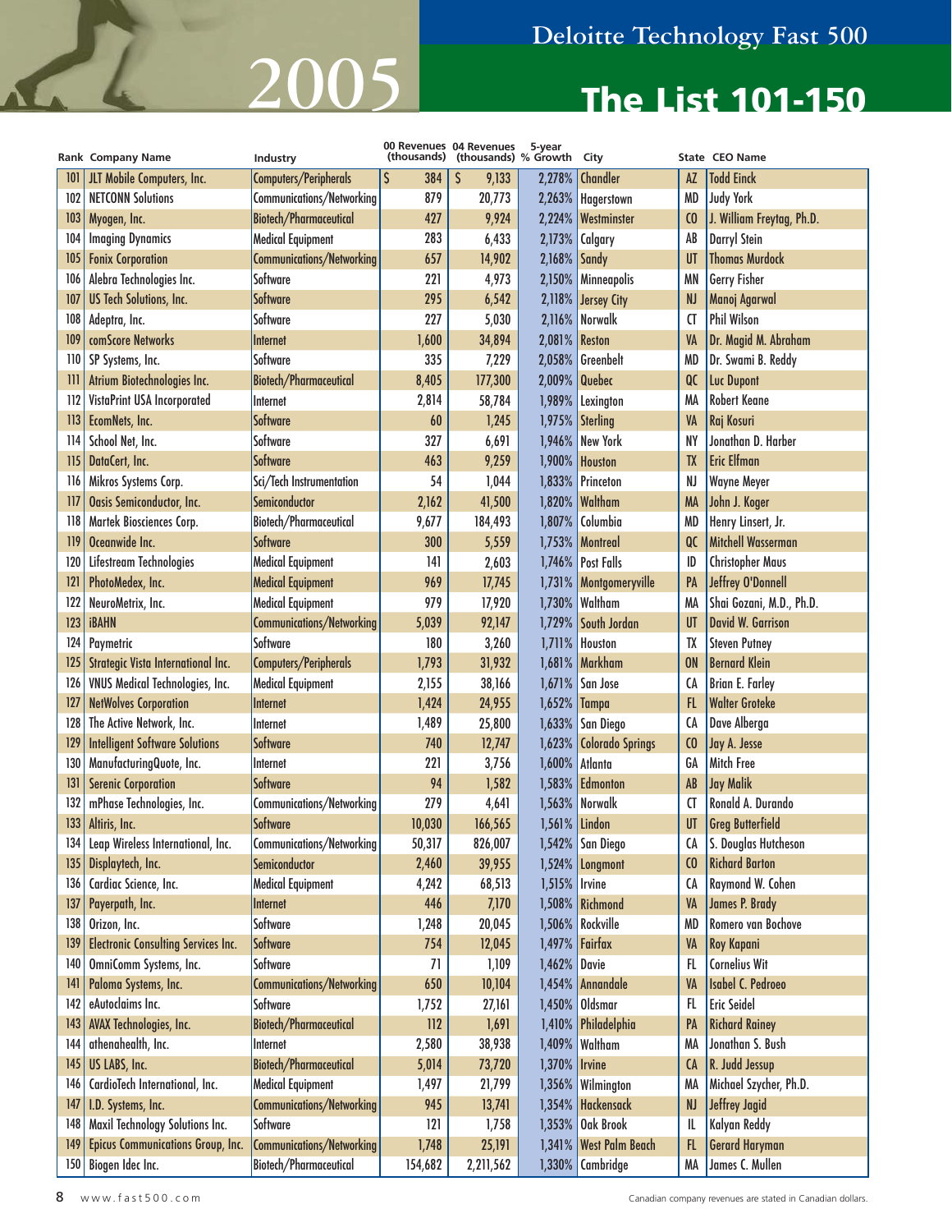# 2005 Deloitte Technology Fast 500

## The List 101-150

| Rank | Company Name | Industry | 00 Revenues (thousands) | 04 Revenues (thousands) | 5-year % Growth | City | State | CEO Name |
|---|---|---|---|---|---|---|---|---|
| 101 | JLT Mobile Computers, Inc. | Computers/Peripherals | $ 384 | $ 9,133 | 2,278% | Chandler | AZ | Todd Einck |
| 102 | NETCONN Solutions | Communications/Networking | 879 | 20,773 | 2,263% | Hagerstown | MD | Judy York |
| 103 | Myogen, Inc. | Biotech/Pharmaceutical | 427 | 9,924 | 2,224% | Westminster | CO | J. William Freytag, Ph.D. |
| 104 | Imaging Dynamics | Medical Equipment | 283 | 6,433 | 2,173% | Calgary | AB | Darryl Stein |
| 105 | Fonix Corporation | Communications/Networking | 657 | 14,902 | 2,168% | Sandy | UT | Thomas Murdock |
| 106 | Alebra Technologies Inc. | Software | 221 | 4,973 | 2,150% | Minneapolis | MN | Gerry Fisher |
| 107 | US Tech Solutions, Inc. | Software | 295 | 6,542 | 2,118% | Jersey City | NJ | Manoj Agarwal |
| 108 | Adeptra, Inc. | Software | 227 | 5,030 | 2,116% | Norwalk | CT | Phil Wilson |
| 109 | comScore Networks | Internet | 1,600 | 34,894 | 2,081% | Reston | VA | Dr. Magid M. Abraham |
| 110 | SP Systems, Inc. | Software | 335 | 7,229 | 2,058% | Greenbelt | MD | Dr. Swami B. Reddy |
| 111 | Atrium Biotechnologies Inc. | Biotech/Pharmaceutical | 8,405 | 177,300 | 2,009% | Quebec | QC | Luc Dupont |
| 112 | VistaPrint USA Incorporated | Internet | 2,814 | 58,784 | 1,989% | Lexington | MA | Robert Keane |
| 113 | EcomNets, Inc. | Software | 60 | 1,245 | 1,975% | Sterling | VA | Raj Kosuri |
| 114 | School Net, Inc. | Software | 327 | 6,691 | 1,946% | New York | NY | Jonathan D. Harber |
| 115 | DataCert, Inc. | Software | 463 | 9,259 | 1,900% | Houston | TX | Eric Elfman |
| 116 | Mikros Systems Corp. | Sci/Tech Instrumentation | 54 | 1,044 | 1,833% | Princeton | NJ | Wayne Meyer |
| 117 | Oasis Semiconductor, Inc. | Semiconductor | 2,162 | 41,500 | 1,820% | Waltham | MA | John J. Koger |
| 118 | Martek Biosciences Corp. | Biotech/Pharmaceutical | 9,677 | 184,493 | 1,807% | Columbia | MD | Henry Linsert, Jr. |
| 119 | Oceanwide Inc. | Software | 300 | 5,559 | 1,753% | Montreal | QC | Mitchell Wasserman |
| 120 | Lifestream Technologies | Medical Equipment | 141 | 2,603 | 1,746% | Post Falls | ID | Christopher Maus |
| 121 | PhotoMedex, Inc. | Medical Equipment | 969 | 17,745 | 1,731% | Montgomeryville | PA | Jeffrey O'Donnell |
| 122 | NeuroMetrix, Inc. | Medical Equipment | 979 | 17,920 | 1,730% | Waltham | MA | Shai Gozani, M.D., Ph.D. |
| 123 | iBAHN | Communications/Networking | 5,039 | 92,147 | 1,729% | South Jordan | UT | David W. Garrison |
| 124 | Paymetric | Software | 180 | 3,260 | 1,711% | Houston | TX | Steven Putney |
| 125 | Strategic Vista International Inc. | Computers/Peripherals | 1,793 | 31,932 | 1,681% | Markham | ON | Bernard Klein |
| 126 | VNUS Medical Technologies, Inc. | Medical Equipment | 2,155 | 38,166 | 1,671% | San Jose | CA | Brian E. Farley |
| 127 | NetWolves Corporation | Internet | 1,424 | 24,955 | 1,652% | Tampa | FL | Walter Groteke |
| 128 | The Active Network, Inc. | Internet | 1,489 | 25,800 | 1,633% | San Diego | CA | Dave Alberga |
| 129 | Intelligent Software Solutions | Software | 740 | 12,747 | 1,623% | Colorado Springs | CO | Jay A. Jesse |
| 130 | ManufacturingQuote, Inc. | Internet | 221 | 3,756 | 1,600% | Atlanta | GA | Mitch Free |
| 131 | Serenic Corporation | Software | 94 | 1,582 | 1,583% | Edmonton | AB | Jay Malik |
| 132 | mPhase Technologies, Inc. | Communications/Networking | 279 | 4,641 | 1,563% | Norwalk | CT | Ronald A. Durando |
| 133 | Altiris, Inc. | Software | 10,030 | 166,565 | 1,561% | Lindon | UT | Greg Butterfield |
| 134 | Leap Wireless International, Inc. | Communications/Networking | 50,317 | 826,007 | 1,542% | San Diego | CA | S. Douglas Hutcheson |
| 135 | Displaytech, Inc. | Semiconductor | 2,460 | 39,955 | 1,524% | Longmont | CO | Richard Barton |
| 136 | Cardiac Science, Inc. | Medical Equipment | 4,242 | 68,513 | 1,515% | Irvine | CA | Raymond W. Cohen |
| 137 | Payerpath, Inc. | Internet | 446 | 7,170 | 1,508% | Richmond | VA | James P. Brady |
| 138 | Orizon, Inc. | Software | 1,248 | 20,045 | 1,506% | Rockville | MD | Romero van Bochove |
| 139 | Electronic Consulting Services Inc. | Software | 754 | 12,045 | 1,497% | Fairfax | VA | Roy Kapani |
| 140 | OmniComm Systems, Inc. | Software | 71 | 1,109 | 1,462% | Davie | FL | Cornelius Wit |
| 141 | Paloma Systems, Inc. | Communications/Networking | 650 | 10,104 | 1,454% | Annandale | VA | Isabel C. Pedroeo |
| 142 | eAutoclaims Inc. | Software | 1,752 | 27,161 | 1,450% | Oldsmar | FL | Eric Seidel |
| 143 | AVAX Technologies, Inc. | Biotech/Pharmaceutical | 112 | 1,691 | 1,410% | Philadelphia | PA | Richard Rainey |
| 144 | athenahealth, Inc. | Internet | 2,580 | 38,938 | 1,409% | Waltham | MA | Jonathan S. Bush |
| 145 | US LABS, Inc. | Biotech/Pharmaceutical | 5,014 | 73,720 | 1,370% | Irvine | CA | R. Judd Jessup |
| 146 | CardioTech International, Inc. | Medical Equipment | 1,497 | 21,799 | 1,356% | Wilmington | MA | Michael Szycher, Ph.D. |
| 147 | I.D. Systems, Inc. | Communications/Networking | 945 | 13,741 | 1,354% | Hackensack | NJ | Jeffrey Jagid |
| 148 | Maxil Technology Solutions Inc. | Software | 121 | 1,758 | 1,353% | Oak Brook | IL | Kalyan Reddy |
| 149 | Epicus Communications Group, Inc. | Communications/Networking | 1,748 | 25,191 | 1,341% | West Palm Beach | FL | Gerard Haryman |
| 150 | Biogen Idec Inc. | Biotech/Pharmaceutical | 154,682 | 2,211,562 | 1,330% | Cambridge | MA | James C. Mullen |

www.fast500.com

Canadian company revenues are stated in Canadian dollars.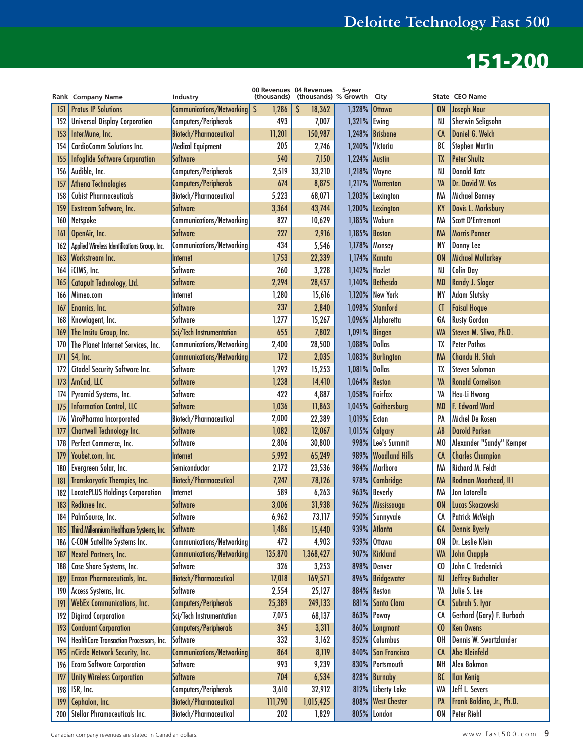# Deloitte Technology Fast 500

## 151-200

| Rank | Company Name | Industry | 00 Revenues (thousands) | 04 Revenues (thousands) | 5-year % Growth | City | State | CEO Name |
|---|---|---|---|---|---|---|---|---|
| 151 | Protus IP Solutions | Communications/Networking | $ 1,286 | $ 18,362 | 1,328% | Ottawa | ON | Joseph Nour |
| 152 | Universal Display Corporation | Computers/Peripherals | 493 | 7,007 | 1,321% | Ewing | NJ | Sherwin Seligsohn |
| 153 | InterMune, Inc. | Biotech/Pharmaceutical | 11,201 | 150,987 | 1,248% | Brisbane | CA | Daniel G. Welch |
| 154 | CardioComm Solutions Inc. | Medical Equipment | 205 | 2,746 | 1,240% | Victoria | BC | Stephen Martin |
| 155 | Infoglide Software Corporation | Software | 540 | 7,150 | 1,224% | Austin | TX | Peter Shultz |
| 156 | Audible, Inc. | Computers/Peripherals | 2,519 | 33,210 | 1,218% | Wayne | NJ | Donald Katz |
| 157 | Athena Technologies | Computers/Peripherals | 674 | 8,875 | 1,217% | Warrenton | VA | Dr. David W. Vos |
| 158 | Cubist Pharmaceuticals | Biotech/Pharmaceutical | 5,223 | 68,071 | 1,203% | Lexington | MA | Michael Bonney |
| 159 | Exstream Software, Inc. | Software | 3,364 | 43,744 | 1,200% | Lexington | KY | Davis L. Marksbury |
| 160 | Netspoke | Communications/Networking | 827 | 10,629 | 1,185% | Woburn | MA | Scott D'Entremont |
| 161 | OpenAir, Inc. | Software | 227 | 2,916 | 1,185% | Boston | MA | Morris Panner |
| 162 | Applied Wireless Identifications Group, Inc. | Communications/Networking | 434 | 5,546 | 1,178% | Monsey | NY | Donny Lee |
| 163 | Workstream Inc. | Internet | 1,753 | 22,339 | 1,174% | Kanata | ON | Michael Mullarkey |
| 164 | iCIMS, Inc. | Software | 260 | 3,228 | 1,142% | Hazlet | NJ | Colin Day |
| 165 | Catapult Technology, Ltd. | Software | 2,294 | 28,457 | 1,140% | Bethesda | MD | Randy J. Slager |
| 166 | Mimeo.com | Internet | 1,280 | 15,616 | 1,120% | New York | NY | Adam Slutsky |
| 167 | Enamics, Inc. | Software | 237 | 2,840 | 1,098% | Stamford | CT | Faisal Hoque |
| 168 | Knowlagent, Inc. | Software | 1,277 | 15,267 | 1,096% | Alpharetta | GA | Rusty Gordon |
| 169 | The Insitu Group, Inc. | Sci/Tech Instrumentation | 655 | 7,802 | 1,091% | Bingen | WA | Steven M. Sliwa, Ph.D. |
| 170 | The Planet Internet Services, Inc. | Communications/Networking | 2,400 | 28,500 | 1,088% | Dallas | TX | Peter Pathos |
| 171 | S4, Inc. | Communications/Networking | 172 | 2,035 | 1,083% | Burlington | MA | Chandu H. Shah |
| 172 | Citadel Security Software Inc. | Software | 1,292 | 15,253 | 1,081% | Dallas | TX | Steven Solomon |
| 173 | AmCad, LLC | Software | 1,238 | 14,410 | 1,064% | Reston | VA | Ronald Cornelison |
| 174 | Pyramid Systems, Inc. | Software | 422 | 4,887 | 1,058% | Fairfax | VA | Heu-Li Hwang |
| 175 | Information Control, LLC | Software | 1,036 | 11,863 | 1,045% | Gaithersburg | MD | F. Edward Ward |
| 176 | ViroPharma Incorporated | Biotech/Pharmaceutical | 2,000 | 22,389 | 1,019% | Exton | PA | Michel De Rosen |
| 177 | Chartwell Technology Inc. | Software | 1,082 | 12,067 | 1,015% | Calgary | AB | Darold Parken |
| 178 | Perfect Commerce, Inc. | Software | 2,806 | 30,800 | 998% | Lee's Summit | MO | Alexander "Sandy" Kemper |
| 179 | Youbet.com, Inc. | Internet | 5,992 | 65,249 | 989% | Woodland Hills | CA | Charles Champion |
| 180 | Evergreen Solar, Inc. | Semiconductor | 2,172 | 23,536 | 984% | Marlboro | MA | Richard M. Feldt |
| 181 | Transkaryotic Therapies, Inc. | Biotech/Pharmaceutical | 7,247 | 78,126 | 978% | Cambridge | MA | Rodman Moorhead, III |
| 182 | LocatePLUS Holdings Corporation | Internet | 589 | 6,263 | 963% | Beverly | MA | Jon Latorella |
| 183 | Redknee Inc. | Software | 3,006 | 31,938 | 962% | Mississauga | ON | Lucas Skoczowski |
| 184 | PalmSource, Inc. | Software | 6,962 | 73,117 | 950% | Sunnyvale | CA | Patrick McVeigh |
| 185 | Third Millennium Healthcare Systems, Inc. | Software | 1,486 | 15,440 | 939% | Atlanta | GA | Dennis Byerly |
| 186 | C-COM Satellite Systems Inc. | Communications/Networking | 472 | 4,903 | 939% | Ottawa | ON | Dr. Leslie Klein |
| 187 | Nextel Partners, Inc. | Communications/Networking | 135,870 | 1,368,427 | 907% | Kirkland | WA | John Chapple |
| 188 | Case Share Systems, Inc. | Software | 326 | 3,253 | 898% | Denver | CO | John C. Tredennick |
| 189 | Enzon Pharmaceuticals, Inc. | Biotech/Pharmaceutical | 17,018 | 169,571 | 896% | Bridgewater | NJ | Jeffrey Buchalter |
| 190 | Access Systems, Inc. | Software | 2,554 | 25,127 | 884% | Reston | VA | Julie S. Lee |
| 191 | WebEx Communications, Inc. | Computers/Peripherals | 25,389 | 249,133 | 881% | Santa Clara | CA | Subrah S. Iyar |
| 192 | Digirad Corporation | Sci/Tech Instrumentation | 7,075 | 68,137 | 863% | Poway | CA | Gerhard (Gary) F. Burbach |
| 193 | Conduant Corporation | Computers/Peripherals | 345 | 3,311 | 860% | Longmont | CO | Ken Owens |
| 194 | HealthCare Transaction Processors, Inc. | Software | 332 | 3,162 | 852% | Columbus | OH | Dennis W. Swartzlander |
| 195 | nCircle Network Security, Inc. | Communications/Networking | 864 | 8,119 | 840% | San Francisco | CA | Abe Kleinfeld |
| 196 | Ecora Software Corporation | Software | 993 | 9,239 | 830% | Portsmouth | NH | Alex Bakman |
| 197 | Unity Wireless Corporation | Software | 704 | 6,534 | 828% | Burnaby | BC | Ilan Kenig |
| 198 | ISR, Inc. | Computers/Peripherals | 3,610 | 32,912 | 812% | Liberty Lake | WA | Jeff L. Severs |
| 199 | Cephalon, Inc. | Biotech/Pharmaceutical | 111,790 | 1,015,425 | 808% | West Chester | PA | Frank Baldino, Jr., Ph.D. |
| 200 | Stellar Phramaceuticals Inc. | Biotech/Pharmaceutical | 202 | 1,829 | 805% | London | ON | Peter Riehl |

Canadian company revenues are stated in Canadian dollars.

www.fast500.com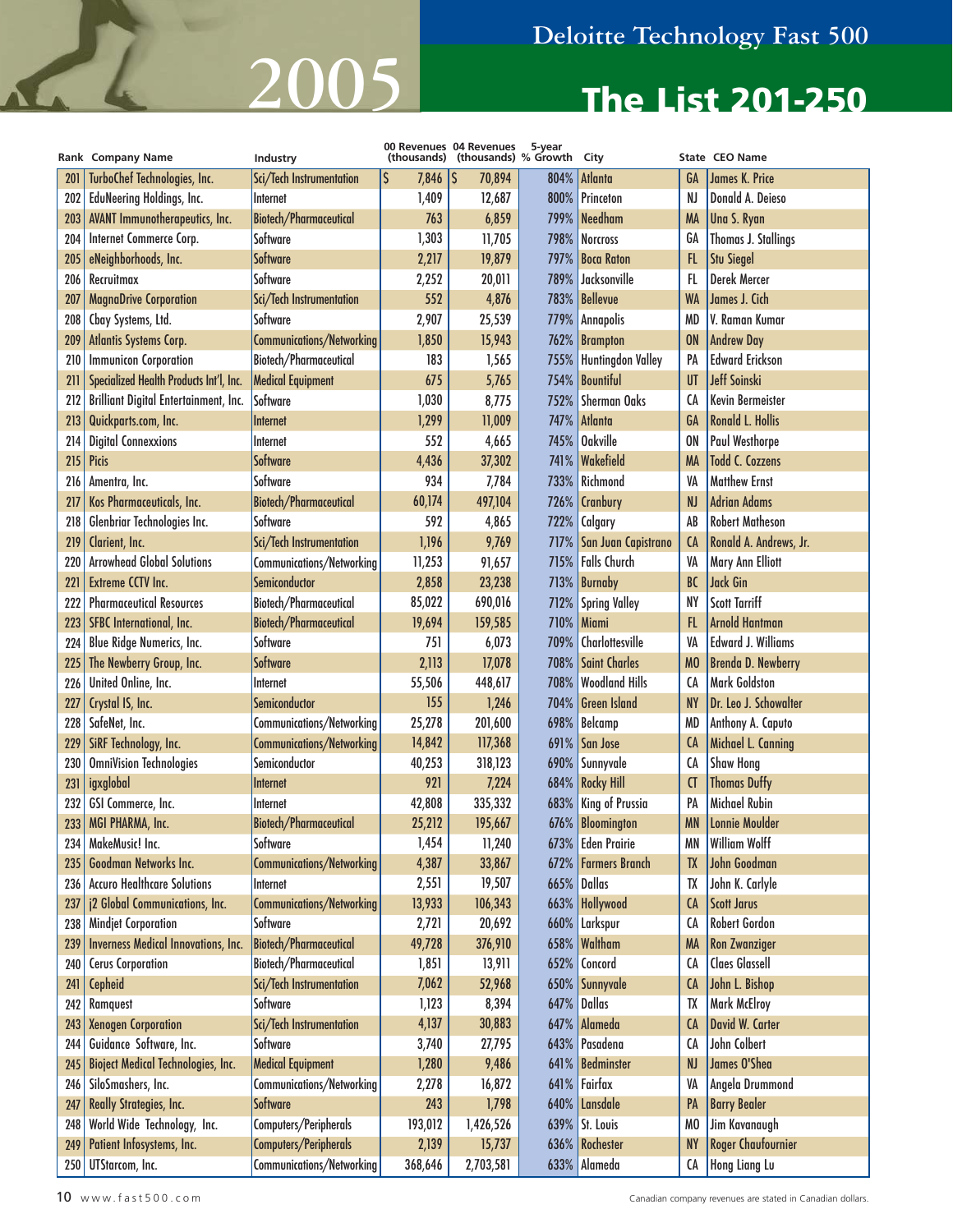# Deloitte Technology Fast 500

## 2005

# The List 201-250

| Rank | Company Name | Industry | 00 Revenues (thousands) | 04 Revenues (thousands) | 5-year % Growth | City | State | CEO Name |
|---|---|---|---|---|---|---|---|---|
| 201 | TurboChef Technologies, Inc. | Sci/Tech Instrumentation | $ 7,846 | $ 70,894 | 804% | Atlanta | GA | James K. Price |
| 202 | EduNeering Holdings, Inc. | Internet | 1,409 | 12,687 | 800% | Princeton | NJ | Donald A. Deieso |
| 203 | AVANT Immunotherapeutics, Inc. | Biotech/Pharmaceutical | 763 | 6,859 | 799% | Needham | MA | Una S. Ryan |
| 204 | Internet Commerce Corp. | Software | 1,303 | 11,705 | 798% | Norcross | GA | Thomas J. Stallings |
| 205 | eNeighborhoods, Inc. | Software | 2,217 | 19,879 | 797% | Boca Raton | FL | Stu Siegel |
| 206 | Recruitmax | Software | 2,252 | 20,011 | 789% | Jacksonville | FL | Derek Mercer |
| 207 | MagnaDrive Corporation | Sci/Tech Instrumentation | 552 | 4,876 | 783% | Bellevue | WA | James J. Cich |
| 208 | Cbay Systems, Ltd. | Software | 2,907 | 25,539 | 779% | Annapolis | MD | V. Raman Kumar |
| 209 | Atlantis Systems Corp. | Communications/Networking | 1,850 | 15,943 | 762% | Brampton | ON | Andrew Day |
| 210 | Immunicon Corporation | Biotech/Pharmaceutical | 183 | 1,565 | 755% | Huntingdon Valley | PA | Edward Erickson |
| 211 | Specialized Health Products Int'l, Inc. | Medical Equipment | 675 | 5,765 | 754% | Bountiful | UT | Jeff Soinski |
| 212 | Brilliant Digital Entertainment, Inc. | Software | 1,030 | 8,775 | 752% | Sherman Oaks | CA | Kevin Bermeister |
| 213 | Quickparts.com, Inc. | Internet | 1,299 | 11,009 | 747% | Atlanta | GA | Ronald L. Hollis |
| 214 | Digital Connexxions | Internet | 552 | 4,665 | 745% | Oakville | ON | Paul Westhorpe |
| 215 | Picis | Software | 4,436 | 37,302 | 741% | Wakefield | MA | Todd C. Cozzens |
| 216 | Amentra, Inc. | Software | 934 | 7,784 | 733% | Richmond | VA | Matthew Ernst |
| 217 | Kos Pharmaceuticals, Inc. | Biotech/Pharmaceutical | 60,174 | 497,104 | 726% | Cranbury | NJ | Adrian Adams |
| 218 | Glenbriar Technologies Inc. | Software | 592 | 4,865 | 722% | Calgary | AB | Robert Matheson |
| 219 | Clarient, Inc. | Sci/Tech Instrumentation | 1,196 | 9,769 | 717% | San Juan Capistrano | CA | Ronald A. Andrews, Jr. |
| 220 | Arrowhead Global Solutions | Communications/Networking | 11,253 | 91,657 | 715% | Falls Church | VA | Mary Ann Elliott |
| 221 | Extreme CCTV Inc. | Semiconductor | 2,858 | 23,238 | 713% | Burnaby | BC | Jack Gin |
| 222 | Pharmaceutical Resources | Biotech/Pharmaceutical | 85,022 | 690,016 | 712% | Spring Valley | NY | Scott Tarriff |
| 223 | SFBC International, Inc. | Biotech/Pharmaceutical | 19,694 | 159,585 | 710% | Miami | FL | Arnold Hantman |
| 224 | Blue Ridge Numerics, Inc. | Software | 751 | 6,073 | 709% | Charlottesville | VA | Edward J. Williams |
| 225 | The Newberry Group, Inc. | Software | 2,113 | 17,078 | 708% | Saint Charles | MO | Brenda D. Newberry |
| 226 | United Online, Inc. | Internet | 55,506 | 448,617 | 708% | Woodland Hills | CA | Mark Goldston |
| 227 | Crystal IS, Inc. | Semiconductor | 155 | 1,246 | 704% | Green Island | NY | Dr. Leo J. Schowalter |
| 228 | SafeNet, Inc. | Communications/Networking | 25,278 | 201,600 | 698% | Belcamp | MD | Anthony A. Caputo |
| 229 | SiRF Technology, Inc. | Communications/Networking | 14,842 | 117,368 | 691% | San Jose | CA | Michael L. Canning |
| 230 | OmniVision Technologies | Semiconductor | 40,253 | 318,123 | 690% | Sunnyvale | CA | Shaw Hong |
| 231 | igxglobal | Internet | 921 | 7,224 | 684% | Rocky Hill | CT | Thomas Duffy |
| 232 | GSI Commerce, Inc. | Internet | 42,808 | 335,332 | 683% | King of Prussia | PA | Michael Rubin |
| 233 | MGI PHARMA, Inc. | Biotech/Pharmaceutical | 25,212 | 195,667 | 676% | Bloomington | MN | Lonnie Moulder |
| 234 | MakeMusic! Inc. | Software | 1,454 | 11,240 | 673% | Eden Prairie | MN | William Wolff |
| 235 | Goodman Networks Inc. | Communications/Networking | 4,387 | 33,867 | 672% | Farmers Branch | TX | John Goodman |
| 236 | Accuro Healthcare Solutions | Internet | 2,551 | 19,507 | 665% | Dallas | TX | John K. Carlyle |
| 237 | j2 Global Communications, Inc. | Communications/Networking | 13,933 | 106,343 | 663% | Hollywood | CA | Scott Jarus |
| 238 | Mindjet Corporation | Software | 2,721 | 20,692 | 660% | Larkspur | CA | Robert Gordon |
| 239 | Inverness Medical Innovations, Inc. | Biotech/Pharmaceutical | 49,728 | 376,910 | 658% | Waltham | MA | Ron Zwanziger |
| 240 | Cerus Corporation | Biotech/Pharmaceutical | 1,851 | 13,911 | 652% | Concord | CA | Claes Glassell |
| 241 | Cepheid | Sci/Tech Instrumentation | 7,062 | 52,968 | 650% | Sunnyvale | CA | John L. Bishop |
| 242 | Ramquest | Software | 1,123 | 8,394 | 647% | Dallas | TX | Mark McElroy |
| 243 | Xenogen Corporation | Sci/Tech Instrumentation | 4,137 | 30,883 | 647% | Alameda | CA | David W. Carter |
| 244 | Guidance Software, Inc. | Software | 3,740 | 27,795 | 643% | Pasadena | CA | John Colbert |
| 245 | Bioject Medical Technologies, Inc. | Medical Equipment | 1,280 | 9,486 | 641% | Bedminster | NJ | James O'Shea |
| 246 | SiloSmashers, Inc. | Communications/Networking | 2,278 | 16,872 | 641% | Fairfax | VA | Angela Drummond |
| 247 | Really Strategies, Inc. | Software | 243 | 1,798 | 640% | Lansdale | PA | Barry Bealer |
| 248 | World Wide Technology, Inc. | Computers/Peripherals | 193,012 | 1,426,526 | 639% | St. Louis | MO | Jim Kavanaugh |
| 249 | Patient Infosystems, Inc. | Computers/Peripherals | 2,139 | 15,737 | 636% | Rochester | NY | Roger Chaufournier |
| 250 | UTStarcom, Inc. | Communications/Networking | 368,646 | 2,703,581 | 633% | Alameda | CA | Hong Liang Lu |

www.fast500.com

Canadian company revenues are stated in Canadian dollars.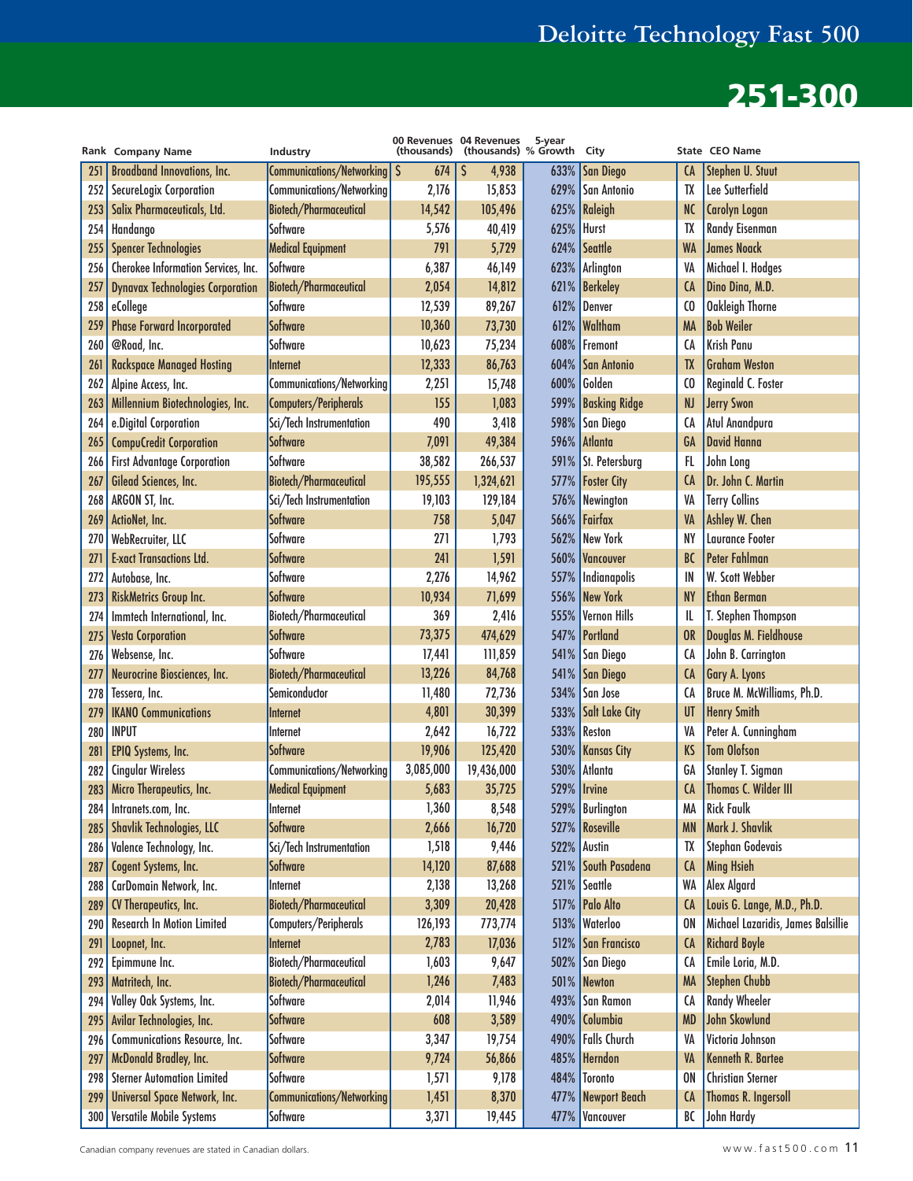# Deloitte Technology Fast 500

## 251-300

| Rank | Company Name | Industry | 00 Revenues (thousands) | 04 Revenues (thousands) | 5-year % Growth | City | State | CEO Name |
|---|---|---|---|---|---|---|---|---|
| 251 | Broadband Innovations, Inc. | Communications/Networking | $ 674 | $ 4,938 | 633% | San Diego | CA | Stephen U. Stuut |
| 252 | SecureLogix Corporation | Communications/Networking | 2,176 | 15,853 | 629% | San Antonio | TX | Lee Sutterfield |
| 253 | Salix Pharmaceuticals, Ltd. | Biotech/Pharmaceutical | 14,542 | 105,496 | 625% | Raleigh | NC | Carolyn Logan |
| 254 | Handango | Software | 5,576 | 40,419 | 625% | Hurst | TX | Randy Eisenman |
| 255 | Spencer Technologies | Medical Equipment | 791 | 5,729 | 624% | Seattle | WA | James Noack |
| 256 | Cherokee Information Services, Inc. | Software | 6,387 | 46,149 | 623% | Arlington | VA | Michael I. Hodges |
| 257 | Dynavax Technologies Corporation | Biotech/Pharmaceutical | 2,054 | 14,812 | 621% | Berkeley | CA | Dino Dina, M.D. |
| 258 | eCollege | Software | 12,539 | 89,267 | 612% | Denver | CO | Oakleigh Thorne |
| 259 | Phase Forward Incorporated | Software | 10,360 | 73,730 | 612% | Waltham | MA | Bob Weiler |
| 260 | @Road, Inc. | Software | 10,623 | 75,234 | 608% | Fremont | CA | Krish Panu |
| 261 | Rackspace Managed Hosting | Internet | 12,333 | 86,763 | 604% | San Antonio | TX | Graham Weston |
| 262 | Alpine Access, Inc. | Communications/Networking | 2,251 | 15,748 | 600% | Golden | CO | Reginald C. Foster |
| 263 | Millennium Biotechnologies, Inc. | Computers/Peripherals | 155 | 1,083 | 599% | Basking Ridge | NJ | Jerry Swon |
| 264 | e.Digital Corporation | Sci/Tech Instrumentation | 490 | 3,418 | 598% | San Diego | CA | Atul Anandpura |
| 265 | CompuCredit Corporation | Software | 7,091 | 49,384 | 596% | Atlanta | GA | David Hanna |
| 266 | First Advantage Corporation | Software | 38,582 | 266,537 | 591% | St. Petersburg | FL | John Long |
| 267 | Gilead Sciences, Inc. | Biotech/Pharmaceutical | 195,555 | 1,324,621 | 577% | Foster City | CA | Dr. John C. Martin |
| 268 | ARGON ST, Inc. | Sci/Tech Instrumentation | 19,103 | 129,184 | 576% | Newington | VA | Terry Collins |
| 269 | ActioNet, Inc. | Software | 758 | 5,047 | 566% | Fairfax | VA | Ashley W. Chen |
| 270 | WebRecruiter, LLC | Software | 271 | 1,793 | 562% | New York | NY | Laurance Footer |
| 271 | E-xact Transactions Ltd. | Software | 241 | 1,591 | 560% | Vancouver | BC | Peter Fahlman |
| 272 | Autobase, Inc. | Software | 2,276 | 14,962 | 557% | Indianapolis | IN | W. Scott Webber |
| 273 | RiskMetrics Group Inc. | Software | 10,934 | 71,699 | 556% | New York | NY | Ethan Berman |
| 274 | Immtech International, Inc. | Biotech/Pharmaceutical | 369 | 2,416 | 555% | Vernon Hills | IL | T. Stephen Thompson |
| 275 | Vesta Corporation | Software | 73,375 | 474,629 | 547% | Portland | OR | Douglas M. Fieldhouse |
| 276 | Websense, Inc. | Software | 17,441 | 111,859 | 541% | San Diego | CA | John B. Carrington |
| 277 | Neurocrine Biosciences, Inc. | Biotech/Pharmaceutical | 13,226 | 84,768 | 541% | San Diego | CA | Gary A. Lyons |
| 278 | Tessera, Inc. | Semiconductor | 11,480 | 72,736 | 534% | San Jose | CA | Bruce M. McWilliams, Ph.D. |
| 279 | IKANO Communications | Internet | 4,801 | 30,399 | 533% | Salt Lake City | UT | Henry Smith |
| 280 | INPUT | Internet | 2,642 | 16,722 | 533% | Reston | VA | Peter A. Cunningham |
| 281 | EPIQ Systems, Inc. | Software | 19,906 | 125,420 | 530% | Kansas City | KS | Tom Olofson |
| 282 | Cingular Wireless | Communications/Networking | 3,085,000 | 19,436,000 | 530% | Atlanta | GA | Stanley T. Sigman |
| 283 | Micro Therapeutics, Inc. | Medical Equipment | 5,683 | 35,725 | 529% | Irvine | CA | Thomas C. Wilder III |
| 284 | Intranets.com, Inc. | Internet | 1,360 | 8,548 | 529% | Burlington | MA | Rick Faulk |
| 285 | Shavlik Technologies, LLC | Software | 2,666 | 16,720 | 527% | Roseville | MN | Mark J. Shavlik |
| 286 | Valence Technology, Inc. | Sci/Tech Instrumentation | 1,518 | 9,446 | 522% | Austin | TX | Stephan Godevais |
| 287 | Cogent Systems, Inc. | Software | 14,120 | 87,688 | 521% | South Pasadena | CA | Ming Hsieh |
| 288 | CarDomain Network, Inc. | Internet | 2,138 | 13,268 | 521% | Seattle | WA | Alex Algard |
| 289 | CV Therapeutics, Inc. | Biotech/Pharmaceutical | 3,309 | 20,428 | 517% | Palo Alto | CA | Louis G. Lange, M.D., Ph.D. |
| 290 | Research In Motion Limited | Computers/Peripherals | 126,193 | 773,774 | 513% | Waterloo | ON | Michael Lazaridis, James Balsillie |
| 291 | Loopnet, Inc. | Internet | 2,783 | 17,036 | 512% | San Francisco | CA | Richard Boyle |
| 292 | Epimmune Inc. | Biotech/Pharmaceutical | 1,603 | 9,647 | 502% | San Diego | CA | Emile Loria, M.D. |
| 293 | Matritech, Inc. | Biotech/Pharmaceutical | 1,246 | 7,483 | 501% | Newton | MA | Stephen Chubb |
| 294 | Valley Oak Systems, Inc. | Software | 2,014 | 11,946 | 493% | San Ramon | CA | Randy Wheeler |
| 295 | Avilar Technologies, Inc. | Software | 608 | 3,589 | 490% | Columbia | MD | John Skowlund |
| 296 | Communications Resource, Inc. | Software | 3,347 | 19,754 | 490% | Falls Church | VA | Victoria Johnson |
| 297 | McDonald Bradley, Inc. | Software | 9,724 | 56,866 | 485% | Herndon | VA | Kenneth R. Bartee |
| 298 | Sterner Automation Limited | Software | 1,571 | 9,178 | 484% | Toronto | ON | Christian Sterner |
| 299 | Universal Space Network, Inc. | Communications/Networking | 1,451 | 8,370 | 477% | Newport Beach | CA | Thomas R. Ingersoll |
| 300 | Versatile Mobile Systems | Software | 3,371 | 19,445 | 477% | Vancouver | BC | John Hardy |

Canadian company revenues are stated in Canadian dollars.

www.fast500.com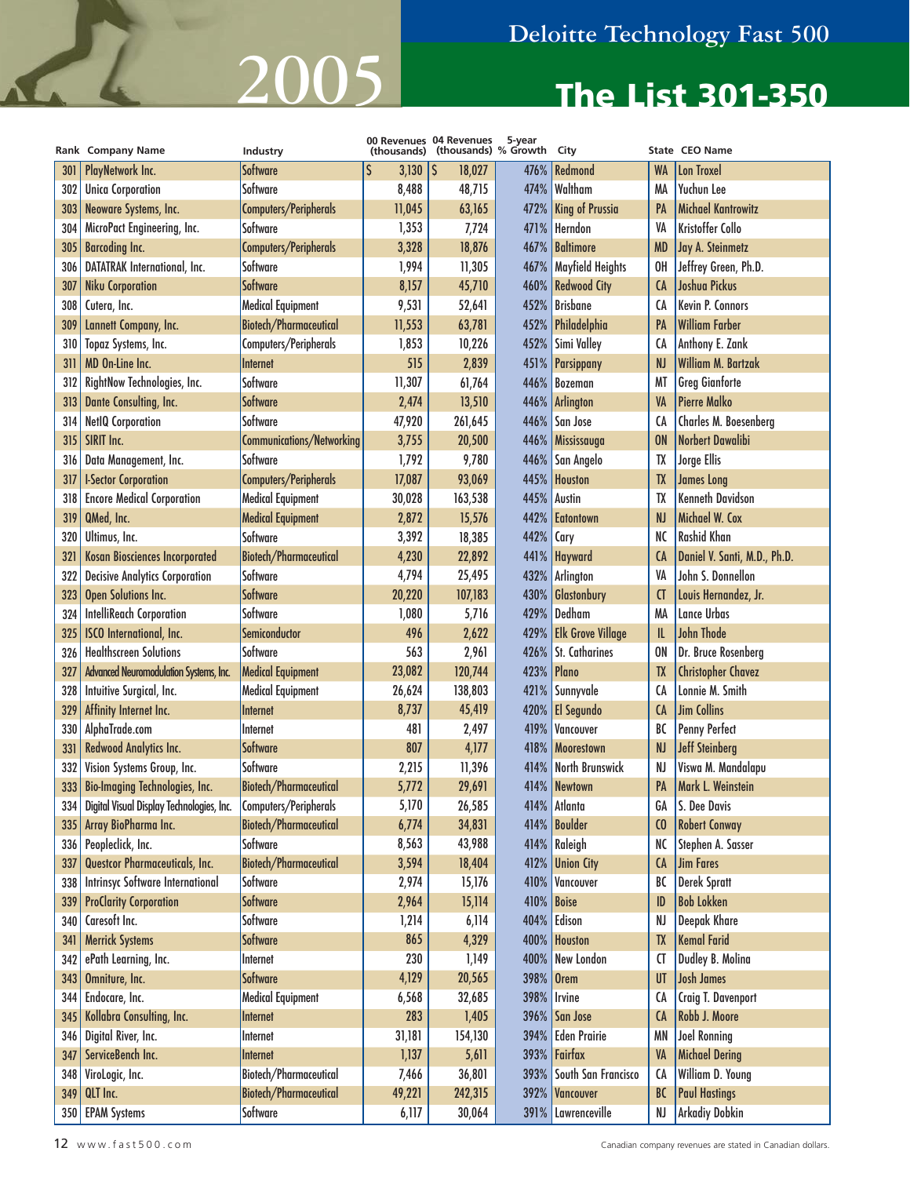# Deloitte Technology Fast 500

## 2005

## The List 301-350

| Rank | Company Name | Industry | 00 Revenues (thousands) | 04 Revenues (thousands) | 5-year % Growth | City | State | CEO Name |
|---|---|---|---|---|---|---|---|---|
| 301 | PlayNetwork Inc. | Software | $ 3,130 | $ 18,027 | 476% | Redmond | WA | Lon Troxel |
| 302 | Unica Corporation | Software | 8,488 | 48,715 | 474% | Waltham | MA | Yuchun Lee |
| 303 | Neoware Systems, Inc. | Computers/Peripherals | 11,045 | 63,165 | 472% | King of Prussia | PA | Michael Kantrowitz |
| 304 | MicroPact Engineering, Inc. | Software | 1,353 | 7,724 | 471% | Herndon | VA | Kristoffer Collo |
| 305 | Barcoding Inc. | Computers/Peripherals | 3,328 | 18,876 | 467% | Baltimore | MD | Jay A. Steinmetz |
| 306 | DATATRAK International, Inc. | Software | 1,994 | 11,305 | 467% | Mayfield Heights | OH | Jeffrey Green, Ph.D. |
| 307 | Niku Corporation | Software | 8,157 | 45,710 | 460% | Redwood City | CA | Joshua Pickus |
| 308 | Cutera, Inc. | Medical Equipment | 9,531 | 52,641 | 452% | Brisbane | CA | Kevin P. Connors |
| 309 | Lannett Company, Inc. | Biotech/Pharmaceutical | 11,553 | 63,781 | 452% | Philadelphia | PA | William Farber |
| 310 | Topaz Systems, Inc. | Computers/Peripherals | 1,853 | 10,226 | 452% | Simi Valley | CA | Anthony E. Zank |
| 311 | MD On-Line Inc. | Internet | 515 | 2,839 | 451% | Parsippany | NJ | William M. Bartzak |
| 312 | RightNow Technologies, Inc. | Software | 11,307 | 61,764 | 446% | Bozeman | MT | Greg Gianforte |
| 313 | Dante Consulting, Inc. | Software | 2,474 | 13,510 | 446% | Arlington | VA | Pierre Malko |
| 314 | NetIQ Corporation | Software | 47,920 | 261,645 | 446% | San Jose | CA | Charles M. Boesenberg |
| 315 | SIRIT Inc. | Communications/Networking | 3,755 | 20,500 | 446% | Mississauga | ON | Norbert Dawalibi |
| 316 | Data Management, Inc. | Software | 1,792 | 9,780 | 446% | San Angelo | TX | Jorge Ellis |
| 317 | I-Sector Corporation | Computers/Peripherals | 17,087 | 93,069 | 445% | Houston | TX | James Long |
| 318 | Encore Medical Corporation | Medical Equipment | 30,028 | 163,538 | 445% | Austin | TX | Kenneth Davidson |
| 319 | QMed, Inc. | Medical Equipment | 2,872 | 15,576 | 442% | Eatontown | NJ | Michael W. Cox |
| 320 | Ultimus, Inc. | Software | 3,392 | 18,385 | 442% | Cary | NC | Rashid Khan |
| 321 | Kosan Biosciences Incorporated | Biotech/Pharmaceutical | 4,230 | 22,892 | 441% | Hayward | CA | Daniel V. Santi, M.D., Ph.D. |
| 322 | Decisive Analytics Corporation | Software | 4,794 | 25,495 | 432% | Arlington | VA | John S. Donnellon |
| 323 | Open Solutions Inc. | Software | 20,220 | 107,183 | 430% | Glastonbury | CT | Louis Hernandez, Jr. |
| 324 | IntelliReach Corporation | Software | 1,080 | 5,716 | 429% | Dedham | MA | Lance Urbas |
| 325 | ISCO International, Inc. | Semiconductor | 496 | 2,622 | 429% | Elk Grove Village | IL | John Thode |
| 326 | Healthscreen Solutions | Software | 563 | 2,961 | 426% | St. Catharines | ON | Dr. Bruce Rosenberg |
| 327 | Advanced Neuromodulation Systems, Inc. | Medical Equipment | 23,082 | 120,744 | 423% | Plano | TX | Christopher Chavez |
| 328 | Intuitive Surgical, Inc. | Medical Equipment | 26,624 | 138,803 | 421% | Sunnyvale | CA | Lonnie M. Smith |
| 329 | Affinity Internet Inc. | Internet | 8,737 | 45,419 | 420% | El Segundo | CA | Jim Collins |
| 330 | AlphaTrade.com | Internet | 481 | 2,497 | 419% | Vancouver | BC | Penny Perfect |
| 331 | Redwood Analytics Inc. | Software | 807 | 4,177 | 418% | Moorestown | NJ | Jeff Steinberg |
| 332 | Vision Systems Group, Inc. | Software | 2,215 | 11,396 | 414% | North Brunswick | NJ | Viswa M. Mandalapu |
| 333 | Bio-Imaging Technologies, Inc. | Biotech/Pharmaceutical | 5,772 | 29,691 | 414% | Newtown | PA | Mark L. Weinstein |
| 334 | Digital Visual Display Technologies, Inc. | Computers/Peripherals | 5,170 | 26,585 | 414% | Atlanta | GA | S. Dee Davis |
| 335 | Array BioPharma Inc. | Biotech/Pharmaceutical | 6,774 | 34,831 | 414% | Boulder | CO | Robert Conway |
| 336 | Peopleclick, Inc. | Software | 8,563 | 43,988 | 414% | Raleigh | NC | Stephen A. Sasser |
| 337 | Questor Pharmaceuticals, Inc. | Biotech/Pharmaceutical | 3,594 | 18,404 | 412% | Union City | CA | Jim Fares |
| 338 | Intrinsyc Software International | Software | 2,974 | 15,176 | 410% | Vancouver | BC | Derek Spratt |
| 339 | ProClarity Corporation | Software | 2,964 | 15,114 | 410% | Boise | ID | Bob Lokken |
| 340 | Caresoft Inc. | Software | 1,214 | 6,114 | 404% | Edison | NJ | Deepak Khare |
| 341 | Merrick Systems | Software | 865 | 4,329 | 400% | Houston | TX | Kemal Farid |
| 342 | ePath Learning, Inc. | Internet | 230 | 1,149 | 400% | New London | CT | Dudley B. Molina |
| 343 | Omniture, Inc. | Software | 4,129 | 20,565 | 398% | Orem | UT | Josh James |
| 344 | Endocare, Inc. | Medical Equipment | 6,568 | 32,685 | 398% | Irvine | CA | Craig T. Davenport |
| 345 | Kollabra Consulting, Inc. | Internet | 283 | 1,405 | 396% | San Jose | CA | Robb J. Moore |
| 346 | Digital River, Inc. | Internet | 31,181 | 154,130 | 394% | Eden Prairie | MN | Joel Ronning |
| 347 | ServiceBench Inc. | Internet | 1,137 | 5,611 | 393% | Fairfax | VA | Michael Dering |
| 348 | ViroLogic, Inc. | Biotech/Pharmaceutical | 7,466 | 36,801 | 393% | South San Francisco | CA | William D. Young |
| 349 | QLT Inc. | Biotech/Pharmaceutical | 49,221 | 242,315 | 392% | Vancouver | BC | Paul Hastings |
| 350 | EPAM Systems | Software | 6,117 | 30,064 | 391% | Lawrenceville | NJ | Arkadiy Dobkin |

www.fast500.com

Canadian company revenues are stated in Canadian dollars.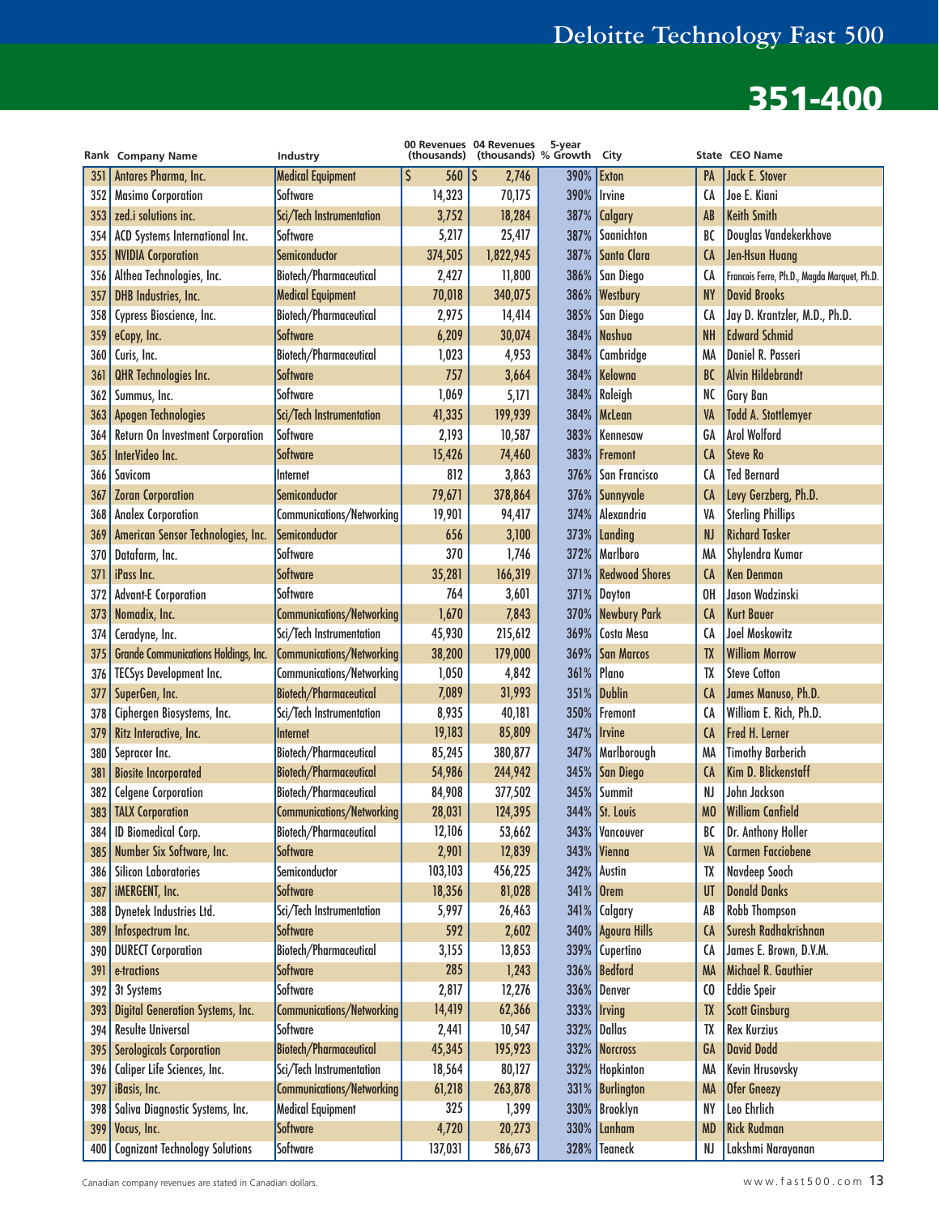# Deloitte Technology Fast 500

## 351-400

| Rank | Company Name | Industry | 00 Revenues (thousands) | 04 Revenues (thousands) | 5-year % Growth | City | State | CEO Name |
|---|---|---|---|---|---|---|---|---|
| 351 | Antares Pharma, Inc. | Medical Equipment | $ 560 | $ 2,746 | 390% | Exton | PA | Jack E. Stover |
| 352 | Masimo Corporation | Software | 14,323 | 70,175 | 390% | Irvine | CA | Joe E. Kiani |
| 353 | zed.i solutions inc. | Sci/Tech Instrumentation | 3,752 | 18,284 | 387% | Calgary | AB | Keith Smith |
| 354 | ACD Systems International Inc. | Software | 5,217 | 25,417 | 387% | Saanichton | BC | Douglas Vandekerkhove |
| 355 | NVIDIA Corporation | Semiconductor | 374,505 | 1,822,945 | 387% | Santa Clara | CA | Jen-Hsun Huang |
| 356 | Althea Technologies, Inc. | Biotech/Pharmaceutical | 2,427 | 11,800 | 386% | San Diego | CA | Francois Ferre, Ph.D., Magda Marquet, Ph.D. |
| 357 | DHB Industries, Inc. | Medical Equipment | 70,018 | 340,075 | 386% | Westbury | NY | David Brooks |
| 358 | Cypress Bioscience, Inc. | Biotech/Pharmaceutical | 2,975 | 14,414 | 385% | San Diego | CA | Jay D. Krantzler, M.D., Ph.D. |
| 359 | eCopy, Inc. | Software | 6,209 | 30,074 | 384% | Nashua | NH | Edward Schmid |
| 360 | Curis, Inc. | Biotech/Pharmaceutical | 1,023 | 4,953 | 384% | Cambridge | MA | Daniel R. Passeri |
| 361 | QHR Technologies Inc. | Software | 757 | 3,664 | 384% | Kelowna | BC | Alvin Hildebrandt |
| 362 | Summus, Inc. | Software | 1,069 | 5,171 | 384% | Raleigh | NC | Gary Ban |
| 363 | Apogen Technologies | Sci/Tech Instrumentation | 41,335 | 199,939 | 384% | McLean | VA | Todd A. Stottlemyer |
| 364 | Return On Investment Corporation | Software | 2,193 | 10,587 | 383% | Kennesaw | GA | Arol Wolford |
| 365 | InterVideo Inc. | Software | 15,426 | 74,460 | 383% | Fremont | CA | Steve Ro |
| 366 | Savicom | Internet | 812 | 3,863 | 376% | San Francisco | CA | Ted Bernard |
| 367 | Zoran Corporation | Semiconductor | 79,671 | 378,864 | 376% | Sunnyvale | CA | Levy Gerzberg, Ph.D. |
| 368 | Analex Corporation | Communications/Networking | 19,901 | 94,417 | 374% | Alexandria | VA | Sterling Phillips |
| 369 | American Sensor Technologies, Inc. | Semiconductor | 656 | 3,100 | 373% | Landing | NJ | Richard Tasker |
| 370 | Datafarm, Inc. | Software | 370 | 1,746 | 372% | Marlboro | MA | Shylendra Kumar |
| 371 | iPass Inc. | Software | 35,281 | 166,319 | 371% | Redwood Shores | CA | Ken Denman |
| 372 | Advant-E Corporation | Software | 764 | 3,601 | 371% | Dayton | OH | Jason Wadzinski |
| 373 | Nomadix, Inc. | Communications/Networking | 1,670 | 7,843 | 370% | Newbury Park | CA | Kurt Bauer |
| 374 | Ceradyne, Inc. | Sci/Tech Instrumentation | 45,930 | 215,612 | 369% | Costa Mesa | CA | Joel Moskowitz |
| 375 | Grande Communications Holdings, Inc. | Communications/Networking | 38,200 | 179,000 | 369% | San Marcos | TX | William Morrow |
| 376 | TECSys Development Inc. | Communications/Networking | 1,050 | 4,842 | 361% | Plano | TX | Steve Cotton |
| 377 | SuperGen, Inc. | Biotech/Pharmaceutical | 7,089 | 31,993 | 351% | Dublin | CA | James Manuso, Ph.D. |
| 378 | Ciphergen Biosystems, Inc. | Sci/Tech Instrumentation | 8,935 | 40,181 | 350% | Fremont | CA | William E. Rich, Ph.D. |
| 379 | Ritz Interactive, Inc. | Internet | 19,183 | 85,809 | 347% | Irvine | CA | Fred H. Lerner |
| 380 | Sepracor Inc. | Biotech/Pharmaceutical | 85,245 | 380,877 | 347% | Marlborough | MA | Timothy Barberich |
| 381 | Biosite Incorporated | Biotech/Pharmaceutical | 54,986 | 244,942 | 345% | San Diego | CA | Kim D. Blickenstaff |
| 382 | Celgene Corporation | Biotech/Pharmaceutical | 84,908 | 377,502 | 345% | Summit | NJ | John Jackson |
| 383 | TALX Corporation | Communications/Networking | 28,031 | 124,395 | 344% | St. Louis | MO | William Canfield |
| 384 | ID Biomedical Corp. | Biotech/Pharmaceutical | 12,106 | 53,662 | 343% | Vancouver | BC | Dr. Anthony Holler |
| 385 | Number Six Software, Inc. | Software | 2,901 | 12,839 | 343% | Vienna | VA | Carmen Facciobene |
| 386 | Silicon Laboratories | Semiconductor | 103,103 | 456,225 | 342% | Austin | TX | Navdeep Sooch |
| 387 | iMERGENT, Inc. | Software | 18,356 | 81,028 | 341% | Orem | UT | Donald Danks |
| 388 | Dynetek Industries Ltd. | Sci/Tech Instrumentation | 5,997 | 26,463 | 341% | Calgary | AB | Robb Thompson |
| 389 | Infospectrum Inc. | Software | 592 | 2,602 | 340% | Agoura Hills | CA | Suresh Radhakrishnan |
| 390 | DURECT Corporation | Biotech/Pharmaceutical | 3,155 | 13,853 | 339% | Cupertino | CA | James E. Brown, D.V.M. |
| 391 | e-tractions | Software | 285 | 1,243 | 336% | Bedford | MA | Michael R. Gauthier |
| 392 | 3t Systems | Software | 2,817 | 12,276 | 336% | Denver | CO | Eddie Speir |
| 393 | Digital Generation Systems, Inc. | Communications/Networking | 14,419 | 62,366 | 333% | Irving | TX | Scott Ginsburg |
| 394 | Resulte Universal | Software | 2,441 | 10,547 | 332% | Dallas | TX | Rex Kurzius |
| 395 | Serologicals Corporation | Biotech/Pharmaceutical | 45,345 | 195,923 | 332% | Norcross | GA | David Dodd |
| 396 | Caliper Life Sciences, Inc. | Sci/Tech Instrumentation | 18,564 | 80,127 | 332% | Hopkinton | MA | Kevin Hrusovsky |
| 397 | iBasis, Inc. | Communications/Networking | 61,218 | 263,878 | 331% | Burlington | MA | Ofer Gneezy |
| 398 | Saliva Diagnostic Systems, Inc. | Medical Equipment | 325 | 1,399 | 330% | Brooklyn | NY | Leo Ehrlich |
| 399 | Vocus, Inc. | Software | 4,720 | 20,273 | 330% | Lanham | MD | Rick Rudman |
| 400 | Cognizant Technology Solutions | Software | 137,031 | 586,673 | 328% | Teaneck | NJ | Lakshmi Narayanan |

Canadian company revenues are stated in Canadian dollars.

www.fast500.com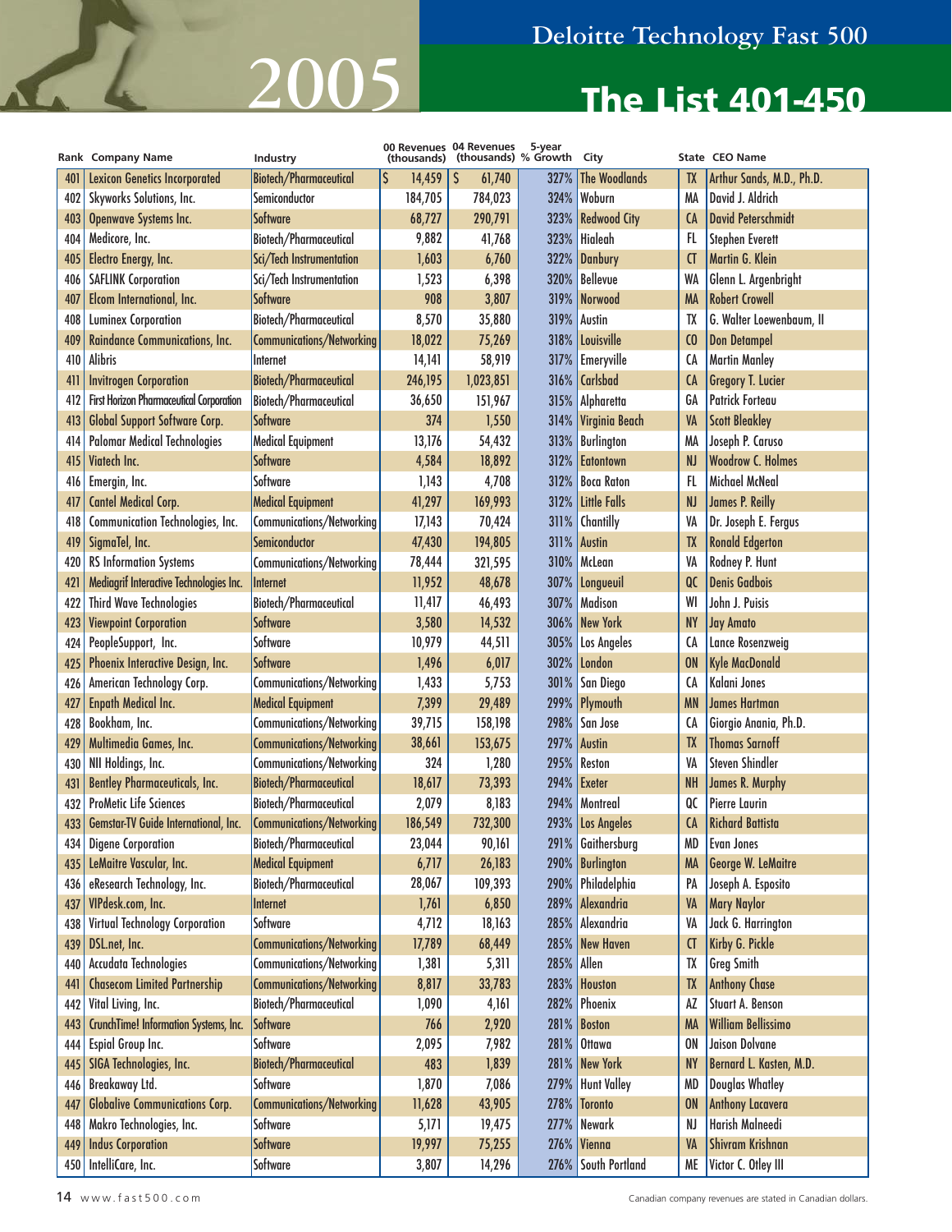# Deloitte Technology Fast 500

# 2005

# The List 401-450

| Rank | Company Name | Industry | 00 Revenues (thousands) | 04 Revenues (thousands) | 5-year % Growth | City | State | CEO Name |
|---|---|---|---|---|---|---|---|---|
| 401 | Lexicon Genetics Incorporated | Biotech/Pharmaceutical | $ 14,459 | $ 61,740 | 327% | The Woodlands | TX | Arthur Sands, M.D., Ph.D. |
| 402 | Skyworks Solutions, Inc. | Semiconductor | 184,705 | 784,023 | 324% | Woburn | MA | David J. Aldrich |
| 403 | Openwave Systems Inc. | Software | 68,727 | 290,791 | 323% | Redwood City | CA | David Peterschmidt |
| 404 | Medicore, Inc. | Biotech/Pharmaceutical | 9,882 | 41,768 | 323% | Hialeah | FL | Stephen Everett |
| 405 | Electro Energy, Inc. | Sci/Tech Instrumentation | 1,603 | 6,760 | 322% | Danbury | CT | Martin G. Klein |
| 406 | SAFLINK Corporation | Sci/Tech Instrumentation | 1,523 | 6,398 | 320% | Bellevue | WA | Glenn L. Argenbright |
| 407 | Elcom International, Inc. | Software | 908 | 3,807 | 319% | Norwood | MA | Robert Crowell |
| 408 | Luminex Corporation | Biotech/Pharmaceutical | 8,570 | 35,880 | 319% | Austin | TX | G. Walter Loewenbaum, II |
| 409 | Raindance Communications, Inc. | Communications/Networking | 18,022 | 75,269 | 318% | Louisville | CO | Don Detampel |
| 410 | Alibris | Internet | 14,141 | 58,919 | 317% | Emeryville | CA | Martin Manley |
| 411 | Invitrogen Corporation | Biotech/Pharmaceutical | 246,195 | 1,023,851 | 316% | Carlsbad | CA | Gregory T. Lucier |
| 412 | First Horizon Pharmaceutical Corporation | Biotech/Pharmaceutical | 36,650 | 151,967 | 315% | Alpharetta | GA | Patrick Forteau |
| 413 | Global Support Software Corp. | Software | 374 | 1,550 | 314% | Virginia Beach | VA | Scott Bleakley |
| 414 | Palomar Medical Technologies | Medical Equipment | 13,176 | 54,432 | 313% | Burlington | MA | Joseph P. Caruso |
| 415 | Viatech Inc. | Software | 4,584 | 18,892 | 312% | Eatontown | NJ | Woodrow C. Holmes |
| 416 | Emergin, Inc. | Software | 1,143 | 4,708 | 312% | Boca Raton | FL | Michael McNeal |
| 417 | Cantel Medical Corp. | Medical Equipment | 41,297 | 169,993 | 312% | Little Falls | NJ | James P. Reilly |
| 418 | Communication Technologies, Inc. | Communications/Networking | 17,143 | 70,424 | 311% | Chantilly | VA | Dr. Joseph E. Fergus |
| 419 | SigmaTel, Inc. | Semiconductor | 47,430 | 194,805 | 311% | Austin | TX | Ronald Edgerton |
| 420 | RS Information Systems | Communications/Networking | 78,444 | 321,595 | 310% | McLean | VA | Rodney P. Hunt |
| 421 | Mediagrif Interactive Technologies Inc. | Internet | 11,952 | 48,678 | 307% | Longueuil | QC | Denis Gadbois |
| 422 | Third Wave Technologies | Biotech/Pharmaceutical | 11,417 | 46,493 | 307% | Madison | WI | John J. Puisis |
| 423 | Viewpoint Corporation | Software | 3,580 | 14,532 | 306% | New York | NY | Jay Amato |
| 424 | PeopleSupport, Inc. | Software | 10,979 | 44,511 | 305% | Los Angeles | CA | Lance Rosenzweig |
| 425 | Phoenix Interactive Design, Inc. | Software | 1,496 | 6,017 | 302% | London | ON | Kyle MacDonald |
| 426 | American Technology Corp. | Communications/Networking | 1,433 | 5,753 | 301% | San Diego | CA | Kalani Jones |
| 427 | Enpath Medical Inc. | Medical Equipment | 7,399 | 29,489 | 299% | Plymouth | MN | James Hartman |
| 428 | Bookham, Inc. | Communications/Networking | 39,715 | 158,198 | 298% | San Jose | CA | Giorgio Anania, Ph.D. |
| 429 | Multimedia Games, Inc. | Communications/Networking | 38,661 | 153,675 | 297% | Austin | TX | Thomas Sarnoff |
| 430 | NII Holdings, Inc. | Communications/Networking | 324 | 1,280 | 295% | Reston | VA | Steven Shindler |
| 431 | Bentley Pharmaceuticals, Inc. | Biotech/Pharmaceutical | 18,617 | 73,393 | 294% | Exeter | NH | James R. Murphy |
| 432 | ProMetic Life Sciences | Biotech/Pharmaceutical | 2,079 | 8,183 | 294% | Montreal | QC | Pierre Laurin |
| 433 | Gemstar-TV Guide International, Inc. | Communications/Networking | 186,549 | 732,300 | 293% | Los Angeles | CA | Richard Battista |
| 434 | Digene Corporation | Biotech/Pharmaceutical | 23,044 | 90,161 | 291% | Gaithersburg | MD | Evan Jones |
| 435 | LeMaitre Vascular, Inc. | Medical Equipment | 6,717 | 26,183 | 290% | Burlington | MA | George W. LeMaitre |
| 436 | eResearch Technology, Inc. | Biotech/Pharmaceutical | 28,067 | 109,393 | 290% | Philadelphia | PA | Joseph A. Esposito |
| 437 | VIPdesk.com, Inc. | Internet | 1,761 | 6,850 | 289% | Alexandria | VA | Mary Naylor |
| 438 | Virtual Technology Corporation | Software | 4,712 | 18,163 | 285% | Alexandria | VA | Jack G. Harrington |
| 439 | DSL.net, Inc. | Communications/Networking | 17,789 | 68,449 | 285% | New Haven | CT | Kirby G. Pickle |
| 440 | Accudata Technologies | Communications/Networking | 1,381 | 5,311 | 285% | Allen | TX | Greg Smith |
| 441 | Chasecom Limited Partnership | Communications/Networking | 8,817 | 33,783 | 283% | Houston | TX | Anthony Chase |
| 442 | Vital Living, Inc. | Biotech/Pharmaceutical | 1,090 | 4,161 | 282% | Phoenix | AZ | Stuart A. Benson |
| 443 | CrunchTime! Information Systems, Inc. | Software | 766 | 2,920 | 281% | Boston | MA | William Bellissimo |
| 444 | Espial Group Inc. | Software | 2,095 | 7,982 | 281% | Ottawa | ON | Jaison Dolvane |
| 445 | SIGA Technologies, Inc. | Biotech/Pharmaceutical | 483 | 1,839 | 281% | New York | NY | Bernard L. Kasten, M.D. |
| 446 | Breakaway Ltd. | Software | 1,870 | 7,086 | 279% | Hunt Valley | MD | Douglas Whatley |
| 447 | Globalive Communications Corp. | Communications/Networking | 11,628 | 43,905 | 278% | Toronto | ON | Anthony Lacavera |
| 448 | Makro Technologies, Inc. | Software | 5,171 | 19,475 | 277% | Newark | NJ | Harish Malneedi |
| 449 | Indus Corporation | Software | 19,997 | 75,255 | 276% | Vienna | VA | Shivram Krishnan |
| 450 | IntelliCare, Inc. | Software | 3,807 | 14,296 | 276% | South Portland | ME | Victor C. Otley III |

www.fast500.com

Canadian company revenues are stated in Canadian dollars.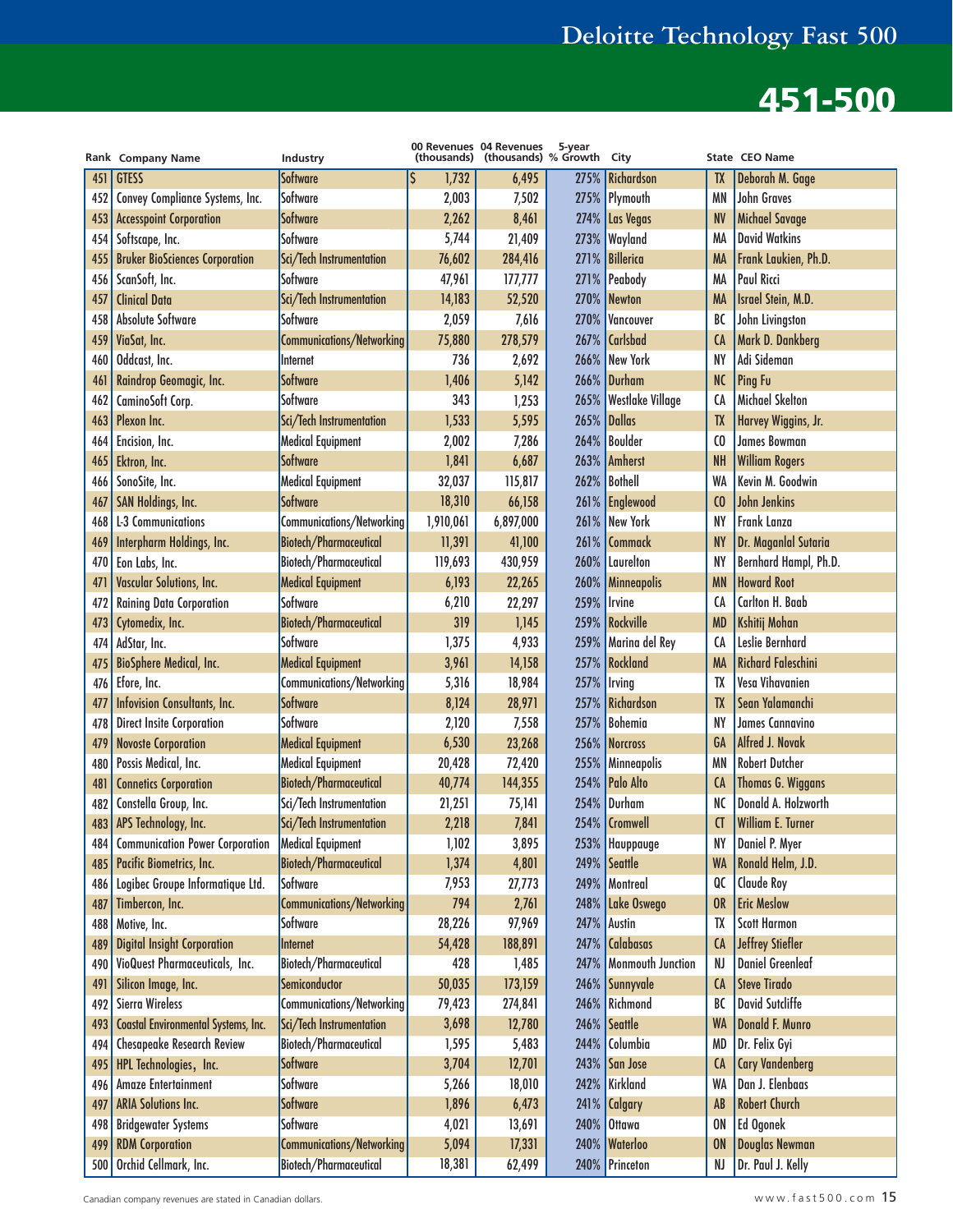# Deloitte Technology Fast 500

## 451-500

| Rank | Company Name | Industry | 00 Revenues (thousands) | 04 Revenues (thousands) | 5-year % Growth | City | State | CEO Name |
|---|---|---|---|---|---|---|---|---|
| 451 | GTESS | Software | $ 1,732 | 6,495 | 275% | Richardson | TX | Deborah M. Gage |
| 452 | Convey Compliance Systems, Inc. | Software | 2,003 | 7,502 | 275% | Plymouth | MN | John Graves |
| 453 | Accesspoint Corporation | Software | 2,262 | 8,461 | 274% | Las Vegas | NV | Michael Savage |
| 454 | Softscape, Inc. | Software | 5,744 | 21,409 | 273% | Wayland | MA | David Watkins |
| 455 | Bruker BioSciences Corporation | Sci/Tech Instrumentation | 76,602 | 284,416 | 271% | Billerica | MA | Frank Laukien, Ph.D. |
| 456 | ScanSoft, Inc. | Software | 47,961 | 177,777 | 271% | Peabody | MA | Paul Ricci |
| 457 | Clinical Data | Sci/Tech Instrumentation | 14,183 | 52,520 | 270% | Newton | MA | Israel Stein, M.D. |
| 458 | Absolute Software | Software | 2,059 | 7,616 | 270% | Vancouver | BC | John Livingston |
| 459 | ViaSat, Inc. | Communications/Networking | 75,880 | 278,579 | 267% | Carlsbad | CA | Mark D. Dankberg |
| 460 | Oddcast, Inc. | Internet | 736 | 2,692 | 266% | New York | NY | Adi Sideman |
| 461 | Raindrop Geomagic, Inc. | Software | 1,406 | 5,142 | 266% | Durham | NC | Ping Fu |
| 462 | CaminoSoft Corp. | Software | 343 | 1,253 | 265% | Westlake Village | CA | Michael Skelton |
| 463 | Plexon Inc. | Sci/Tech Instrumentation | 1,533 | 5,595 | 265% | Dallas | TX | Harvey Wiggins, Jr. |
| 464 | Encision, Inc. | Medical Equipment | 2,002 | 7,286 | 264% | Boulder | CO | James Bowman |
| 465 | Ektron, Inc. | Software | 1,841 | 6,687 | 263% | Amherst | NH | William Rogers |
| 466 | SonoSite, Inc. | Medical Equipment | 32,037 | 115,817 | 262% | Bothell | WA | Kevin M. Goodwin |
| 467 | SAN Holdings, Inc. | Software | 18,310 | 66,158 | 261% | Englewood | CO | John Jenkins |
| 468 | L-3 Communications | Communications/Networking | 1,910,061 | 6,897,000 | 261% | New York | NY | Frank Lanza |
| 469 | Interpharm Holdings, Inc. | Biotech/Pharmaceutical | 11,391 | 41,100 | 261% | Commack | NY | Dr. Maganlal Sutaria |
| 470 | Eon Labs, Inc. | Biotech/Pharmaceutical | 119,693 | 430,959 | 260% | Laurelton | NY | Bernhard Hampl, Ph.D. |
| 471 | Vascular Solutions, Inc. | Medical Equipment | 6,193 | 22,265 | 260% | Minneapolis | MN | Howard Root |
| 472 | Raining Data Corporation | Software | 6,210 | 22,297 | 259% | Irvine | CA | Carlton H. Baab |
| 473 | Cytomedix, Inc. | Biotech/Pharmaceutical | 319 | 1,145 | 259% | Rockville | MD | Kshitij Mohan |
| 474 | AdStar, Inc. | Software | 1,375 | 4,933 | 259% | Marina del Rey | CA | Leslie Bernhard |
| 475 | BioSphere Medical, Inc. | Medical Equipment | 3,961 | 14,158 | 257% | Rockland | MA | Richard Faleschini |
| 476 | Efore, Inc. | Communications/Networking | 5,316 | 18,984 | 257% | Irving | TX | Vesa Vihavanien |
| 477 | Infovision Consultants, Inc. | Software | 8,124 | 28,971 | 257% | Richardson | TX | Sean Yalamanchi |
| 478 | Direct Insite Corporation | Software | 2,120 | 7,558 | 257% | Bohemia | NY | James Cannavino |
| 479 | Novoste Corporation | Medical Equipment | 6,530 | 23,268 | 256% | Norcross | GA | Alfred J. Novak |
| 480 | Possis Medical, Inc. | Medical Equipment | 20,428 | 72,420 | 255% | Minneapolis | MN | Robert Dutcher |
| 481 | Connetics Corporation | Biotech/Pharmaceutical | 40,774 | 144,355 | 254% | Palo Alto | CA | Thomas G. Wiggans |
| 482 | Constella Group, Inc. | Sci/Tech Instrumentation | 21,251 | 75,141 | 254% | Durham | NC | Donald A. Holzworth |
| 483 | APS Technology, Inc. | Sci/Tech Instrumentation | 2,218 | 7,841 | 254% | Cromwell | CT | William E. Turner |
| 484 | Communication Power Corporation | Medical Equipment | 1,102 | 3,895 | 253% | Hauppauge | NY | Daniel P. Myer |
| 485 | Pacific Biometrics, Inc. | Biotech/Pharmaceutical | 1,374 | 4,801 | 249% | Seattle | WA | Ronald Helm, J.D. |
| 486 | Logibec Groupe Informatique Ltd. | Software | 7,953 | 27,773 | 249% | Montreal | QC | Claude Roy |
| 487 | Timbercon, Inc. | Communications/Networking | 794 | 2,761 | 248% | Lake Oswego | OR | Eric Meslow |
| 488 | Motive, Inc. | Software | 28,226 | 97,969 | 247% | Austin | TX | Scott Harmon |
| 489 | Digital Insight Corporation | Internet | 54,428 | 188,891 | 247% | Calabasas | CA | Jeffrey Stiefler |
| 490 | VioQuest Pharmaceuticals, Inc. | Biotech/Pharmaceutical | 428 | 1,485 | 247% | Monmouth Junction | NJ | Daniel Greenleaf |
| 491 | Silicon Image, Inc. | Semiconductor | 50,035 | 173,159 | 246% | Sunnyvale | CA | Steve Tirado |
| 492 | Sierra Wireless | Communications/Networking | 79,423 | 274,841 | 246% | Richmond | BC | David Sutcliffe |
| 493 | Coastal Environmental Systems, Inc. | Sci/Tech Instrumentation | 3,698 | 12,780 | 246% | Seattle | WA | Donald F. Munro |
| 494 | Chesapeake Research Review | Biotech/Pharmaceutical | 1,595 | 5,483 | 244% | Columbia | MD | Dr. Felix Gyi |
| 495 | HPL Technologies, Inc. | Software | 3,704 | 12,701 | 243% | San Jose | CA | Cary Vandenberg |
| 496 | Amaze Entertainment | Software | 5,266 | 18,010 | 242% | Kirkland | WA | Dan J. Elenbaas |
| 497 | ARIA Solutions Inc. | Software | 1,896 | 6,473 | 241% | Calgary | AB | Robert Church |
| 498 | Bridgewater Systems | Software | 4,021 | 13,691 | 240% | Ottawa | ON | Ed Ogonek |
| 499 | RDM Corporation | Communications/Networking | 5,094 | 17,331 | 240% | Waterloo | ON | Douglas Newman |
| 500 | Orchid Cellmark, Inc. | Biotech/Pharmaceutical | 18,381 | 62,499 | 240% | Princeton | NJ | Dr. Paul J. Kelly |

Canadian company revenues are stated in Canadian dollars.

www.fast500.com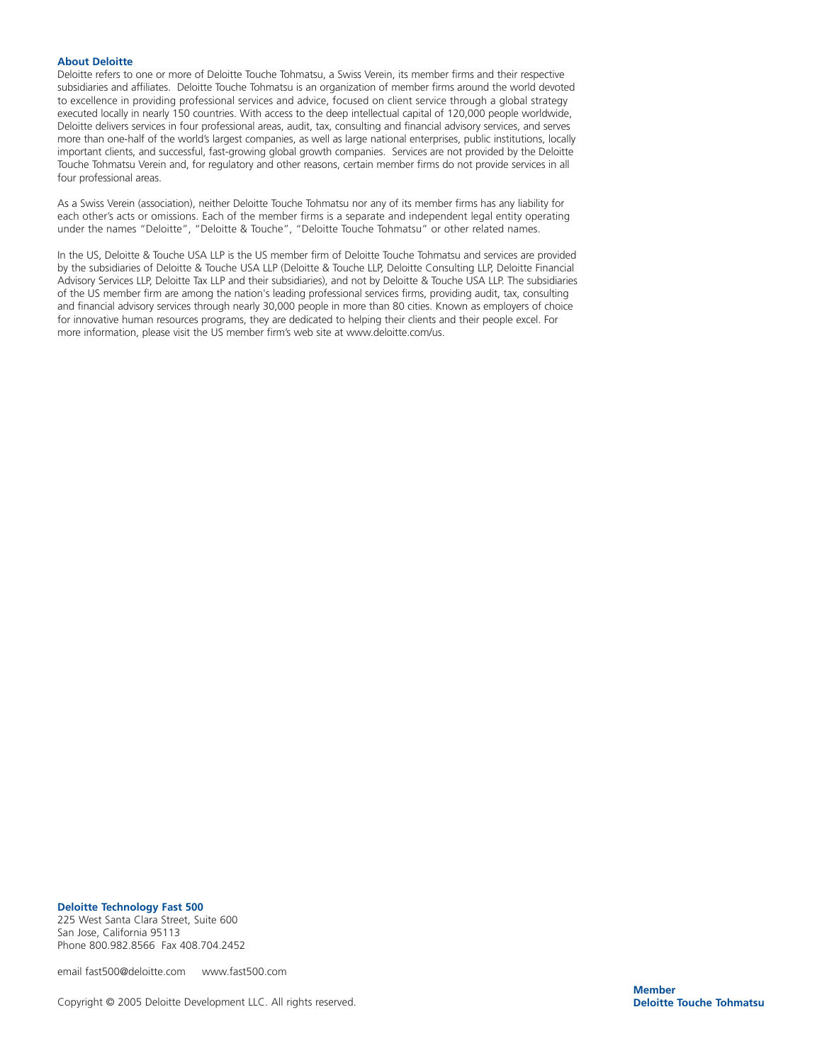**About Deloitte**

Deloitte refers to one or more of Deloitte Touche Tohmatsu, a Swiss Verein, its member firms and their respective subsidiaries and affiliates. Deloitte Touche Tohmatsu is an organization of member firms around the world devoted to excellence in providing professional services and advice, focused on client service through a global strategy executed locally in nearly 150 countries. With access to the deep intellectual capital of 120,000 people worldwide, Deloitte delivers services in four professional areas, audit, tax, consulting and financial advisory services, and serves more than one-half of the world's largest companies, as well as large national enterprises, public institutions, locally important clients, and successful, fast-growing global growth companies. Services are not provided by the Deloitte Touche Tohmatsu Verein and, for regulatory and other reasons, certain member firms do not provide services in all four professional areas.

As a Swiss Verein (association), neither Deloitte Touche Tohmatsu nor any of its member firms has any liability for each other's acts or omissions. Each of the member firms is a separate and independent legal entity operating under the names "Deloitte", "Deloitte & Touche", "Deloitte Touche Tohmatsu" or other related names.

In the US, Deloitte & Touche USA LLP is the US member firm of Deloitte Touche Tohmatsu and services are provided by the subsidiaries of Deloitte & Touche USA LLP (Deloitte & Touche LLP, Deloitte Consulting LLP, Deloitte Financial Advisory Services LLP, Deloitte Tax LLP and their subsidiaries), and not by Deloitte & Touche USA LLP. The subsidiaries of the US member firm are among the nation's leading professional services firms, providing audit, tax, consulting and financial advisory services through nearly 30,000 people in more than 80 cities. Known as employers of choice for innovative human resources programs, they are dedicated to helping their clients and their people excel. For more information, please visit the US member firm's web site at www.deloitte.com/us.

**Deloitte Technology Fast 500**
225 West Santa Clara Street, Suite 600
San Jose, California 95113
Phone 800.982.8566 Fax 408.704.2452

email fast500@deloitte.com www.fast500.com

Copyright © 2005 Deloitte Development LLC. All rights reserved.

**Member**
**Deloitte Touche Tohmatsu**